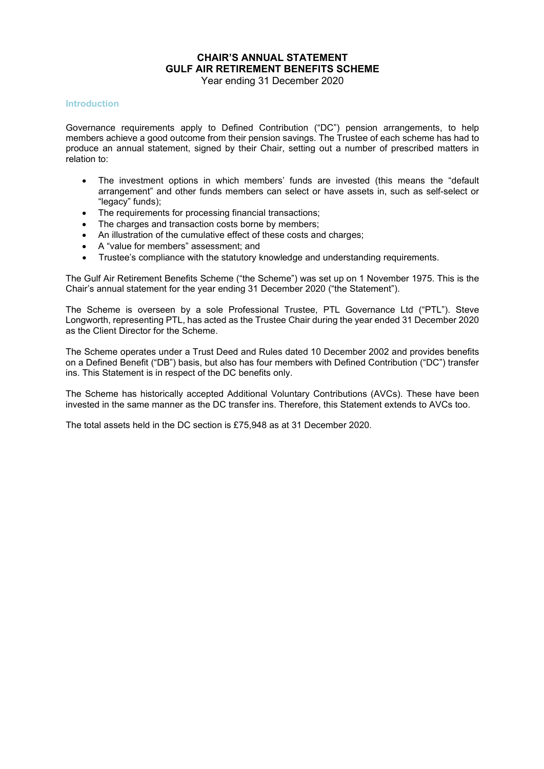# CHAIR'S ANNUAL STATEMENT
# GULF AIR RETIREMENT BENEFITS SCHEME
Year ending 31 December 2020

## Introduction

Governance requirements apply to Defined Contribution ("DC") pension arrangements, to help members achieve a good outcome from their pension savings. The Trustee of each scheme has had to produce an annual statement, signed by their Chair, setting out a number of prescribed matters in relation to:

- The investment options in which members' funds are invested (this means the "default arrangement" and other funds members can select or have assets in, such as self-select or "legacy" funds);
- The requirements for processing financial transactions;
- The charges and transaction costs borne by members;
- An illustration of the cumulative effect of these costs and charges;
- A "value for members" assessment; and
- Trustee's compliance with the statutory knowledge and understanding requirements.

The Gulf Air Retirement Benefits Scheme ("the Scheme") was set up on 1 November 1975. This is the Chair's annual statement for the year ending 31 December 2020 ("the Statement").

The Scheme is overseen by a sole Professional Trustee, PTL Governance Ltd ("PTL"). Steve Longworth, representing PTL, has acted as the Trustee Chair during the year ended 31 December 2020 as the Client Director for the Scheme.

The Scheme operates under a Trust Deed and Rules dated 10 December 2002 and provides benefits on a Defined Benefit ("DB") basis, but also has four members with Defined Contribution ("DC") transfer ins. This Statement is in respect of the DC benefits only.

The Scheme has historically accepted Additional Voluntary Contributions (AVCs). These have been invested in the same manner as the DC transfer ins. Therefore, this Statement extends to AVCs too.

The total assets held in the DC section is £75,948 as at 31 December 2020.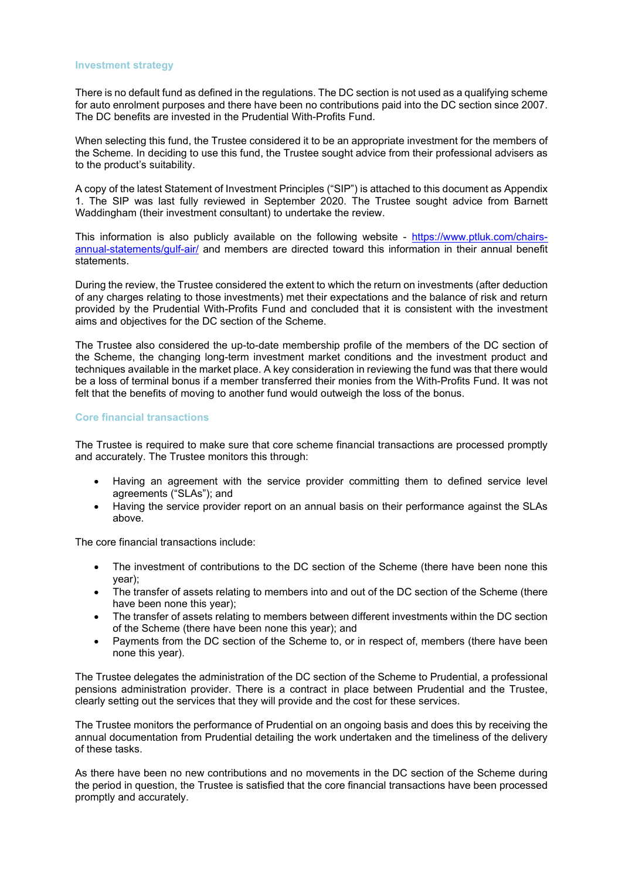## Investment strategy

There is no default fund as defined in the regulations. The DC section is not used as a qualifying scheme for auto enrolment purposes and there have been no contributions paid into the DC section since 2007. The DC benefits are invested in the Prudential With-Profits Fund.

When selecting this fund, the Trustee considered it to be an appropriate investment for the members of the Scheme. In deciding to use this fund, the Trustee sought advice from their professional advisers as to the product's suitability.

A copy of the latest Statement of Investment Principles ("SIP") is attached to this document as Appendix 1. The SIP was last fully reviewed in September 2020. The Trustee sought advice from Barnett Waddingham (their investment consultant) to undertake the review.

This information is also publicly available on the following website - [https://www.ptluk.com/chairs-annual-statements/gulf-air/](https://www.ptluk.com/chairs-annual-statements/gulf-air/) and members are directed toward this information in their annual benefit statements.

During the review, the Trustee considered the extent to which the return on investments (after deduction of any charges relating to those investments) met their expectations and the balance of risk and return provided by the Prudential With-Profits Fund and concluded that it is consistent with the investment aims and objectives for the DC section of the Scheme.

The Trustee also considered the up-to-date membership profile of the members of the DC section of the Scheme, the changing long-term investment market conditions and the investment product and techniques available in the market place. A key consideration in reviewing the fund was that there would be a loss of terminal bonus if a member transferred their monies from the With-Profits Fund. It was not felt that the benefits of moving to another fund would outweigh the loss of the bonus.

## Core financial transactions

The Trustee is required to make sure that core scheme financial transactions are processed promptly and accurately. The Trustee monitors this through:

- Having an agreement with the service provider committing them to defined service level agreements ("SLAs"); and
- Having the service provider report on an annual basis on their performance against the SLAs above.

The core financial transactions include:

- The investment of contributions to the DC section of the Scheme (there have been none this year);
- The transfer of assets relating to members into and out of the DC section of the Scheme (there have been none this year);
- The transfer of assets relating to members between different investments within the DC section of the Scheme (there have been none this year); and
- Payments from the DC section of the Scheme to, or in respect of, members (there have been none this year).

The Trustee delegates the administration of the DC section of the Scheme to Prudential, a professional pensions administration provider. There is a contract in place between Prudential and the Trustee, clearly setting out the services that they will provide and the cost for these services.

The Trustee monitors the performance of Prudential on an ongoing basis and does this by receiving the annual documentation from Prudential detailing the work undertaken and the timeliness of the delivery of these tasks.

As there have been no new contributions and no movements in the DC section of the Scheme during the period in question, the Trustee is satisfied that the core financial transactions have been processed promptly and accurately.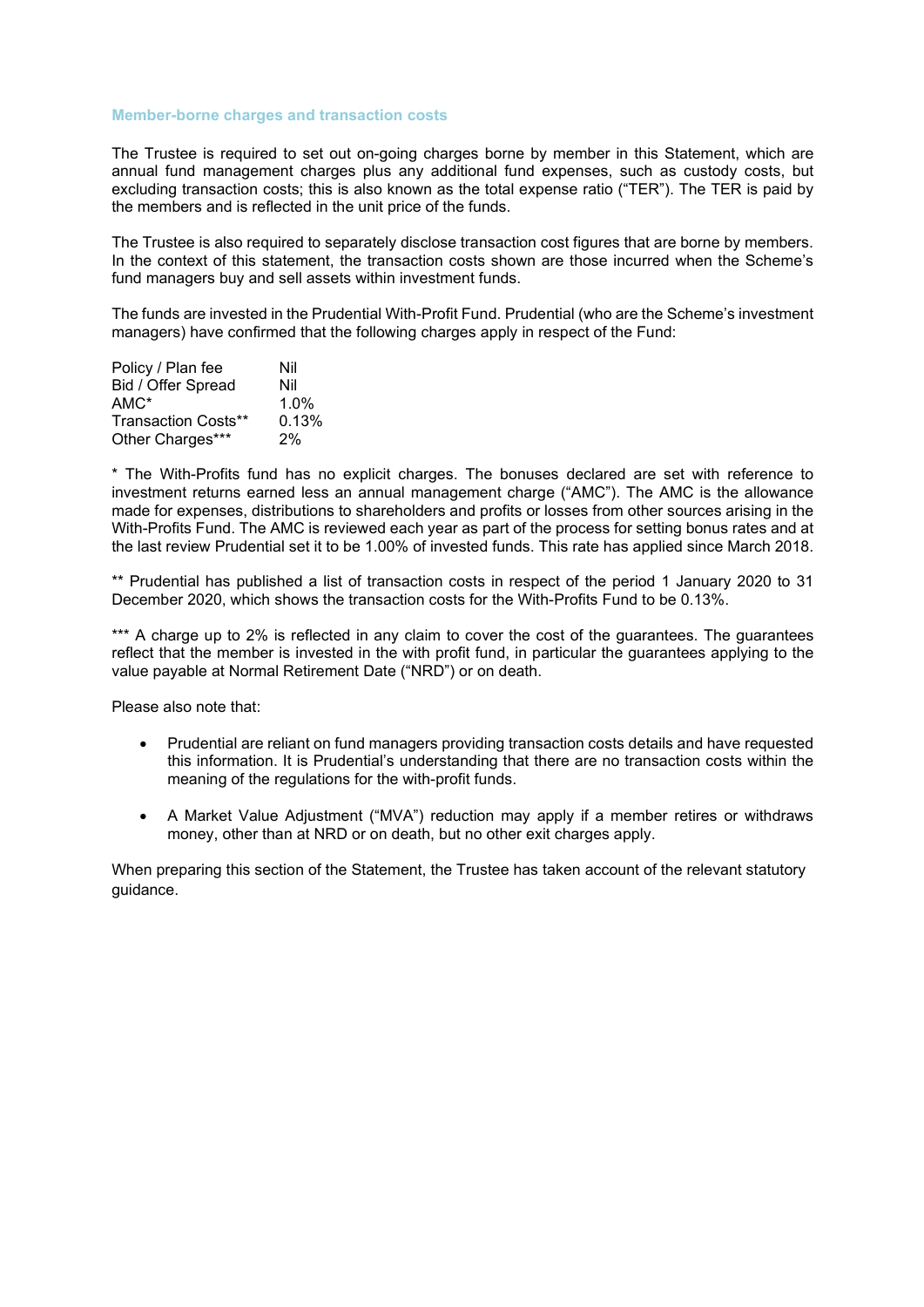## Member-borne charges and transaction costs

The Trustee is required to set out on-going charges borne by member in this Statement, which are annual fund management charges plus any additional fund expenses, such as custody costs, but excluding transaction costs; this is also known as the total expense ratio ("TER"). The TER is paid by the members and is reflected in the unit price of the funds.

The Trustee is also required to separately disclose transaction cost figures that are borne by members. In the context of this statement, the transaction costs shown are those incurred when the Scheme's fund managers buy and sell assets within investment funds.

The funds are invested in the Prudential With-Profit Fund. Prudential (who are the Scheme's investment managers) have confirmed that the following charges apply in respect of the Fund:

| | |
|---|---|
| Policy / Plan fee | Nil |
| Bid / Offer Spread | Nil |
| AMC* | 1.0% |
| Transaction Costs** | 0.13% |
| Other Charges*** | 2% |

* The With-Profits fund has no explicit charges. The bonuses declared are set with reference to investment returns earned less an annual management charge ("AMC"). The AMC is the allowance made for expenses, distributions to shareholders and profits or losses from other sources arising in the With-Profits Fund. The AMC is reviewed each year as part of the process for setting bonus rates and at the last review Prudential set it to be 1.00% of invested funds. This rate has applied since March 2018.

** Prudential has published a list of transaction costs in respect of the period 1 January 2020 to 31 December 2020, which shows the transaction costs for the With-Profits Fund to be 0.13%.

*** A charge up to 2% is reflected in any claim to cover the cost of the guarantees. The guarantees reflect that the member is invested in the with profit fund, in particular the guarantees applying to the value payable at Normal Retirement Date ("NRD") or on death.

Please also note that:

- Prudential are reliant on fund managers providing transaction costs details and have requested this information. It is Prudential's understanding that there are no transaction costs within the meaning of the regulations for the with-profit funds.
- A Market Value Adjustment ("MVA") reduction may apply if a member retires or withdraws money, other than at NRD or on death, but no other exit charges apply.

When preparing this section of the Statement, the Trustee has taken account of the relevant statutory guidance.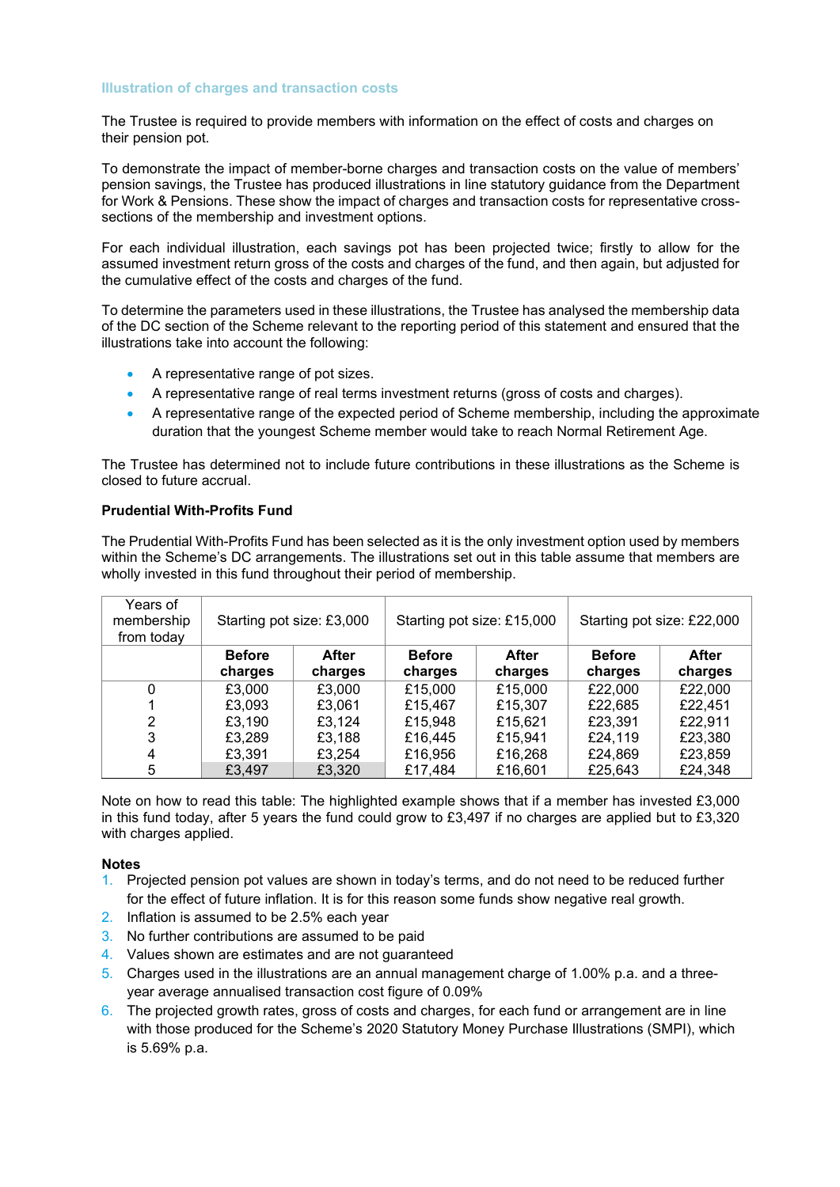### Illustration of charges and transaction costs

The Trustee is required to provide members with information on the effect of costs and charges on their pension pot.

To demonstrate the impact of member-borne charges and transaction costs on the value of members' pension savings, the Trustee has produced illustrations in line statutory guidance from the Department for Work & Pensions. These show the impact of charges and transaction costs for representative cross-sections of the membership and investment options.

For each individual illustration, each savings pot has been projected twice; firstly to allow for the assumed investment return gross of the costs and charges of the fund, and then again, but adjusted for the cumulative effect of the costs and charges of the fund.

To determine the parameters used in these illustrations, the Trustee has analysed the membership data of the DC section of the Scheme relevant to the reporting period of this statement and ensured that the illustrations take into account the following:

- A representative range of pot sizes.
- A representative range of real terms investment returns (gross of costs and charges).
- A representative range of the expected period of Scheme membership, including the approximate duration that the youngest Scheme member would take to reach Normal Retirement Age.

The Trustee has determined not to include future contributions in these illustrations as the Scheme is closed to future accrual.

**Prudential With-Profits Fund**

The Prudential With-Profits Fund has been selected as it is the only investment option used by members within the Scheme's DC arrangements. The illustrations set out in this table assume that members are wholly invested in this fund throughout their period of membership.

| Years of membership from today | Starting pot size: £3,000 | | Starting pot size: £15,000 | | Starting pot size: £22,000 | |
|---|---|---|---|---|---|---|
| | **Before charges** | **After charges** | **Before charges** | **After charges** | **Before charges** | **After charges** |
| 0 | £3,000 | £3,000 | £15,000 | £15,000 | £22,000 | £22,000 |
| 1 | £3,093 | £3,061 | £15,467 | £15,307 | £22,685 | £22,451 |
| 2 | £3,190 | £3,124 | £15,948 | £15,621 | £23,391 | £22,911 |
| 3 | £3,289 | £3,188 | £16,445 | £15,941 | £24,119 | £23,380 |
| 4 | £3,391 | £3,254 | £16,956 | £16,268 | £24,869 | £23,859 |
| 5 | £3,497 | £3,320 | £17,484 | £16,601 | £25,643 | £24,348 |

Note on how to read this table: The highlighted example shows that if a member has invested £3,000 in this fund today, after 5 years the fund could grow to £3,497 if no charges are applied but to £3,320 with charges applied.

**Notes**

1. Projected pension pot values are shown in today's terms, and do not need to be reduced further for the effect of future inflation. It is for this reason some funds show negative real growth.
2. Inflation is assumed to be 2.5% each year
3. No further contributions are assumed to be paid
4. Values shown are estimates and are not guaranteed
5. Charges used in the illustrations are an annual management charge of 1.00% p.a. and a three-year average annualised transaction cost figure of 0.09%
6. The projected growth rates, gross of costs and charges, for each fund or arrangement are in line with those produced for the Scheme's 2020 Statutory Money Purchase Illustrations (SMPI), which is 5.69% p.a.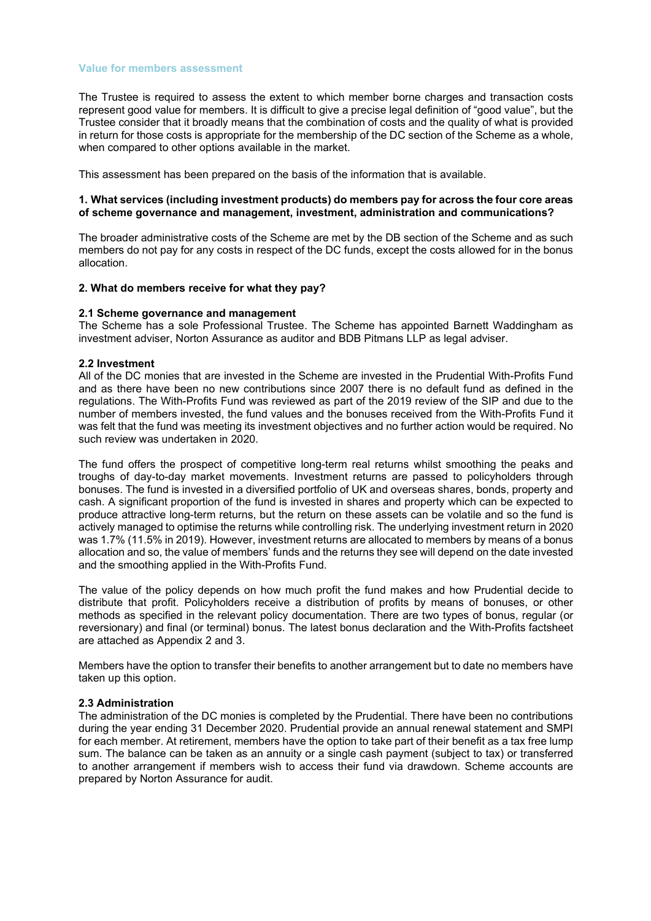## Value for members assessment

The Trustee is required to assess the extent to which member borne charges and transaction costs represent good value for members. It is difficult to give a precise legal definition of "good value", but the Trustee consider that it broadly means that the combination of costs and the quality of what is provided in return for those costs is appropriate for the membership of the DC section of the Scheme as a whole, when compared to other options available in the market.

This assessment has been prepared on the basis of the information that is available.

### 1. What services (including investment products) do members pay for across the four core areas of scheme governance and management, investment, administration and communications?

The broader administrative costs of the Scheme are met by the DB section of the Scheme and as such members do not pay for any costs in respect of the DC funds, except the costs allowed for in the bonus allocation.

### 2. What do members receive for what they pay?

#### 2.1 Scheme governance and management

The Scheme has a sole Professional Trustee. The Scheme has appointed Barnett Waddingham as investment adviser, Norton Assurance as auditor and BDB Pitmans LLP as legal adviser.

#### 2.2 Investment

All of the DC monies that are invested in the Scheme are invested in the Prudential With-Profits Fund and as there have been no new contributions since 2007 there is no default fund as defined in the regulations. The With-Profits Fund was reviewed as part of the 2019 review of the SIP and due to the number of members invested, the fund values and the bonuses received from the With-Profits Fund it was felt that the fund was meeting its investment objectives and no further action would be required. No such review was undertaken in 2020.

The fund offers the prospect of competitive long-term real returns whilst smoothing the peaks and troughs of day-to-day market movements. Investment returns are passed to policyholders through bonuses. The fund is invested in a diversified portfolio of UK and overseas shares, bonds, property and cash. A significant proportion of the fund is invested in shares and property which can be expected to produce attractive long-term returns, but the return on these assets can be volatile and so the fund is actively managed to optimise the returns while controlling risk. The underlying investment return in 2020 was 1.7% (11.5% in 2019). However, investment returns are allocated to members by means of a bonus allocation and so, the value of members' funds and the returns they see will depend on the date invested and the smoothing applied in the With-Profits Fund.

The value of the policy depends on how much profit the fund makes and how Prudential decide to distribute that profit. Policyholders receive a distribution of profits by means of bonuses, or other methods as specified in the relevant policy documentation. There are two types of bonus, regular (or reversionary) and final (or terminal) bonus. The latest bonus declaration and the With-Profits factsheet are attached as Appendix 2 and 3.

Members have the option to transfer their benefits to another arrangement but to date no members have taken up this option.

#### 2.3 Administration

The administration of the DC monies is completed by the Prudential. There have been no contributions during the year ending 31 December 2020. Prudential provide an annual renewal statement and SMPI for each member. At retirement, members have the option to take part of their benefit as a tax free lump sum. The balance can be taken as an annuity or a single cash payment (subject to tax) or transferred to another arrangement if members wish to access their fund via drawdown. Scheme accounts are prepared by Norton Assurance for audit.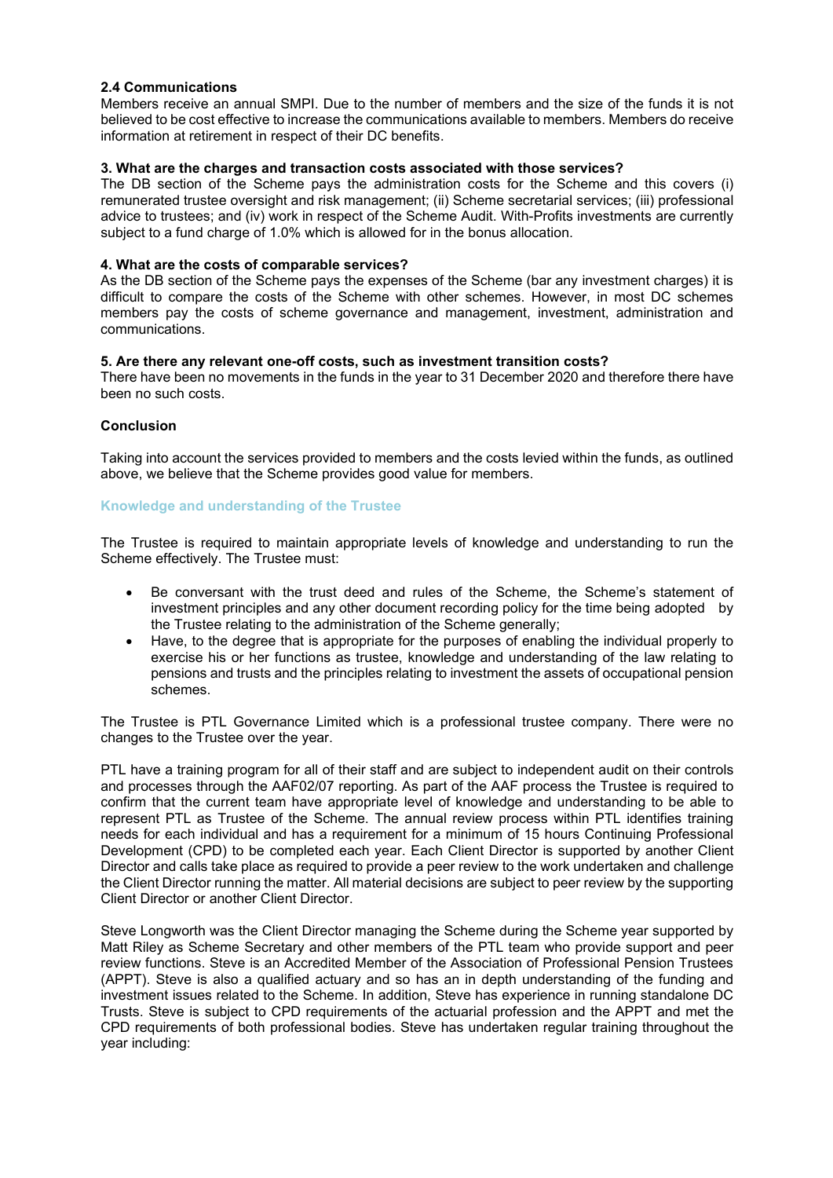### 2.4 Communications

Members receive an annual SMPI. Due to the number of members and the size of the funds it is not believed to be cost effective to increase the communications available to members. Members do receive information at retirement in respect of their DC benefits.

### 3. What are the charges and transaction costs associated with those services?

The DB section of the Scheme pays the administration costs for the Scheme and this covers (i) remunerated trustee oversight and risk management; (ii) Scheme secretarial services; (iii) professional advice to trustees; and (iv) work in respect of the Scheme Audit. With-Profits investments are currently subject to a fund charge of 1.0% which is allowed for in the bonus allocation.

### 4. What are the costs of comparable services?

As the DB section of the Scheme pays the expenses of the Scheme (bar any investment charges) it is difficult to compare the costs of the Scheme with other schemes. However, in most DC schemes members pay the costs of scheme governance and management, investment, administration and communications.

### 5. Are there any relevant one-off costs, such as investment transition costs?

There have been no movements in the funds in the year to 31 December 2020 and therefore there have been no such costs.

### Conclusion

Taking into account the services provided to members and the costs levied within the funds, as outlined above, we believe that the Scheme provides good value for members.

## Knowledge and understanding of the Trustee

The Trustee is required to maintain appropriate levels of knowledge and understanding to run the Scheme effectively. The Trustee must:

- Be conversant with the trust deed and rules of the Scheme, the Scheme's statement of investment principles and any other document recording policy for the time being adopted by the Trustee relating to the administration of the Scheme generally;
- Have, to the degree that is appropriate for the purposes of enabling the individual properly to exercise his or her functions as trustee, knowledge and understanding of the law relating to pensions and trusts and the principles relating to investment the assets of occupational pension schemes.

The Trustee is PTL Governance Limited which is a professional trustee company. There were no changes to the Trustee over the year.

PTL have a training program for all of their staff and are subject to independent audit on their controls and processes through the AAF02/07 reporting. As part of the AAF process the Trustee is required to confirm that the current team have appropriate level of knowledge and understanding to be able to represent PTL as Trustee of the Scheme. The annual review process within PTL identifies training needs for each individual and has a requirement for a minimum of 15 hours Continuing Professional Development (CPD) to be completed each year. Each Client Director is supported by another Client Director and calls take place as required to provide a peer review to the work undertaken and challenge the Client Director running the matter. All material decisions are subject to peer review by the supporting Client Director or another Client Director.

Steve Longworth was the Client Director managing the Scheme during the Scheme year supported by Matt Riley as Scheme Secretary and other members of the PTL team who provide support and peer review functions. Steve is an Accredited Member of the Association of Professional Pension Trustees (APPT). Steve is also a qualified actuary and so has an in depth understanding of the funding and investment issues related to the Scheme. In addition, Steve has experience in running standalone DC Trusts. Steve is subject to CPD requirements of the actuarial profession and the APPT and met the CPD requirements of both professional bodies. Steve has undertaken regular training throughout the year including: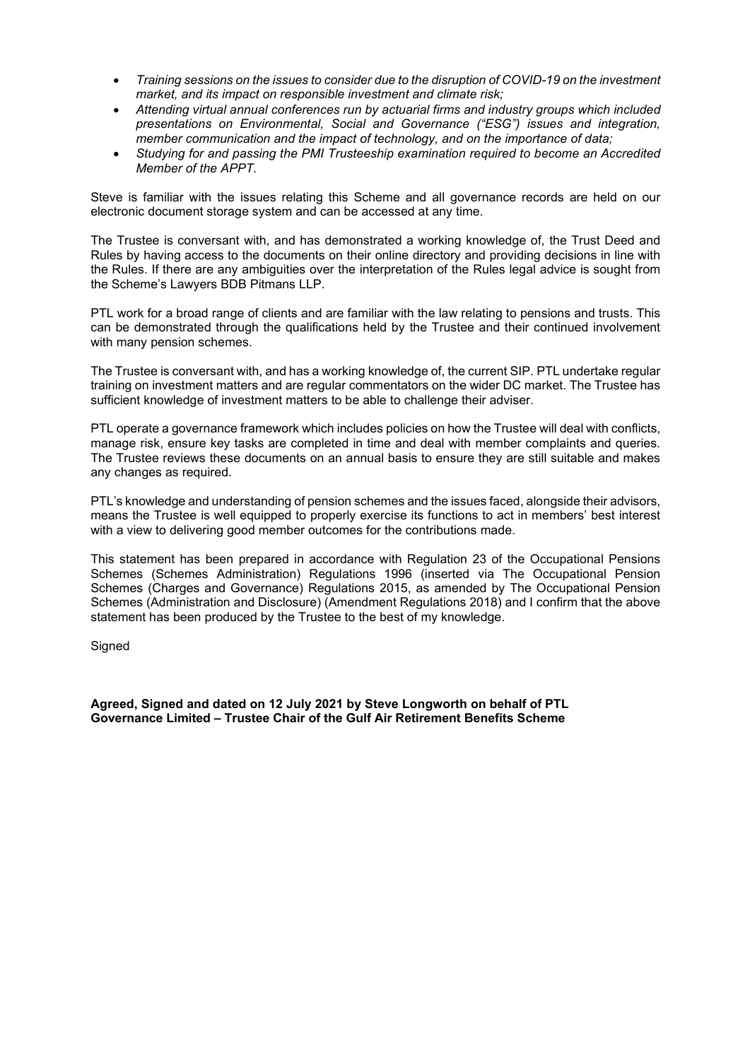- *Training sessions on the issues to consider due to the disruption of COVID-19 on the investment market, and its impact on responsible investment and climate risk;*
- *Attending virtual annual conferences run by actuarial firms and industry groups which included presentations on Environmental, Social and Governance ("ESG") issues and integration, member communication and the impact of technology, and on the importance of data;*
- *Studying for and passing the PMI Trusteeship examination required to become an Accredited Member of the APPT.*

Steve is familiar with the issues relating this Scheme and all governance records are held on our electronic document storage system and can be accessed at any time.

The Trustee is conversant with, and has demonstrated a working knowledge of, the Trust Deed and Rules by having access to the documents on their online directory and providing decisions in line with the Rules. If there are any ambiguities over the interpretation of the Rules legal advice is sought from the Scheme's Lawyers BDB Pitmans LLP.

PTL work for a broad range of clients and are familiar with the law relating to pensions and trusts. This can be demonstrated through the qualifications held by the Trustee and their continued involvement with many pension schemes.

The Trustee is conversant with, and has a working knowledge of, the current SIP. PTL undertake regular training on investment matters and are regular commentators on the wider DC market. The Trustee has sufficient knowledge of investment matters to be able to challenge their adviser.

PTL operate a governance framework which includes policies on how the Trustee will deal with conflicts, manage risk, ensure key tasks are completed in time and deal with member complaints and queries. The Trustee reviews these documents on an annual basis to ensure they are still suitable and makes any changes as required.

PTL's knowledge and understanding of pension schemes and the issues faced, alongside their advisors, means the Trustee is well equipped to properly exercise its functions to act in members' best interest with a view to delivering good member outcomes for the contributions made.

This statement has been prepared in accordance with Regulation 23 of the Occupational Pensions Schemes (Schemes Administration) Regulations 1996 (inserted via The Occupational Pension Schemes (Charges and Governance) Regulations 2015, as amended by The Occupational Pension Schemes (Administration and Disclosure) (Amendment Regulations 2018) and I confirm that the above statement has been produced by the Trustee to the best of my knowledge.

Signed

**Agreed, Signed and dated on 12 July 2021 by Steve Longworth on behalf of PTL Governance Limited – Trustee Chair of the Gulf Air Retirement Benefits Scheme**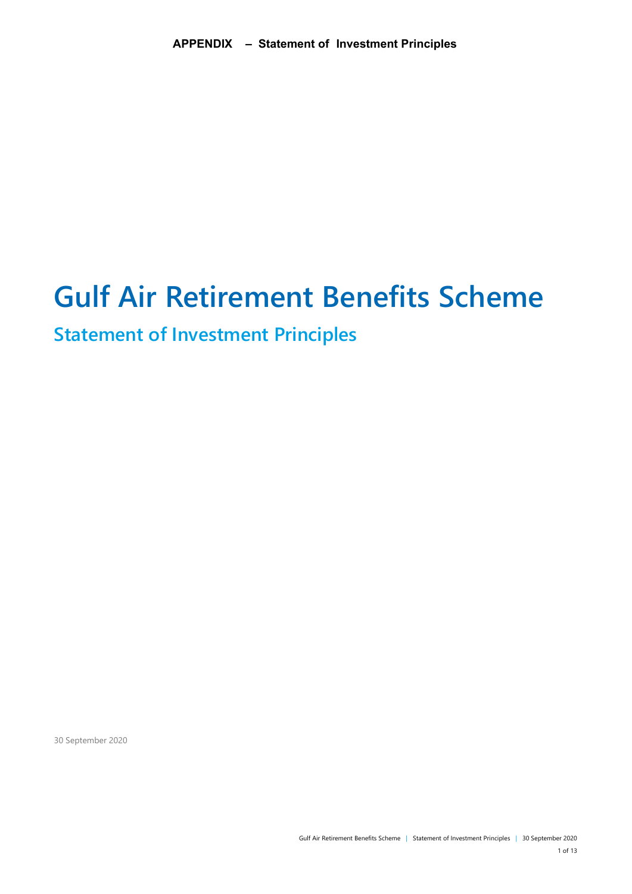**APPENDIX – Statement of Investment Principles**

# Gulf Air Retirement Benefits Scheme

## Statement of Investment Principles

30 September 2020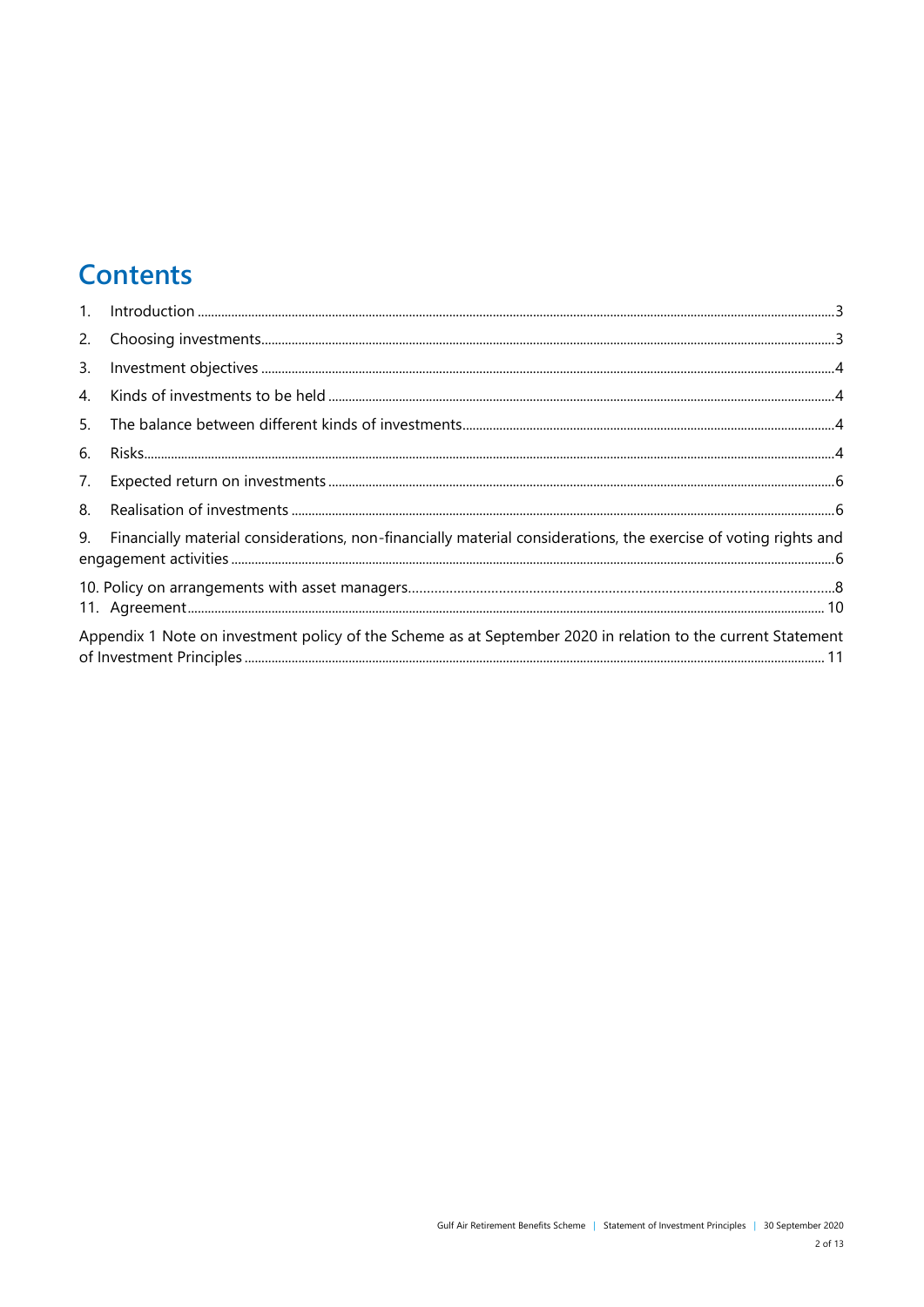# Contents

1. Introduction ...3
2. Choosing investments...3
3. Investment objectives ...4
4. Kinds of investments to be held ...4
5. The balance between different kinds of investments...4
6. Risks...4
7. Expected return on investments ...6
8. Realisation of investments ...6
9. Financially material considerations, non-financially material considerations, the exercise of voting rights and engagement activities ...6
10. Policy on arrangements with asset managers...8
11. Agreement...10

Appendix 1 Note on investment policy of the Scheme as at September 2020 in relation to the current Statement of Investment Principles ... 11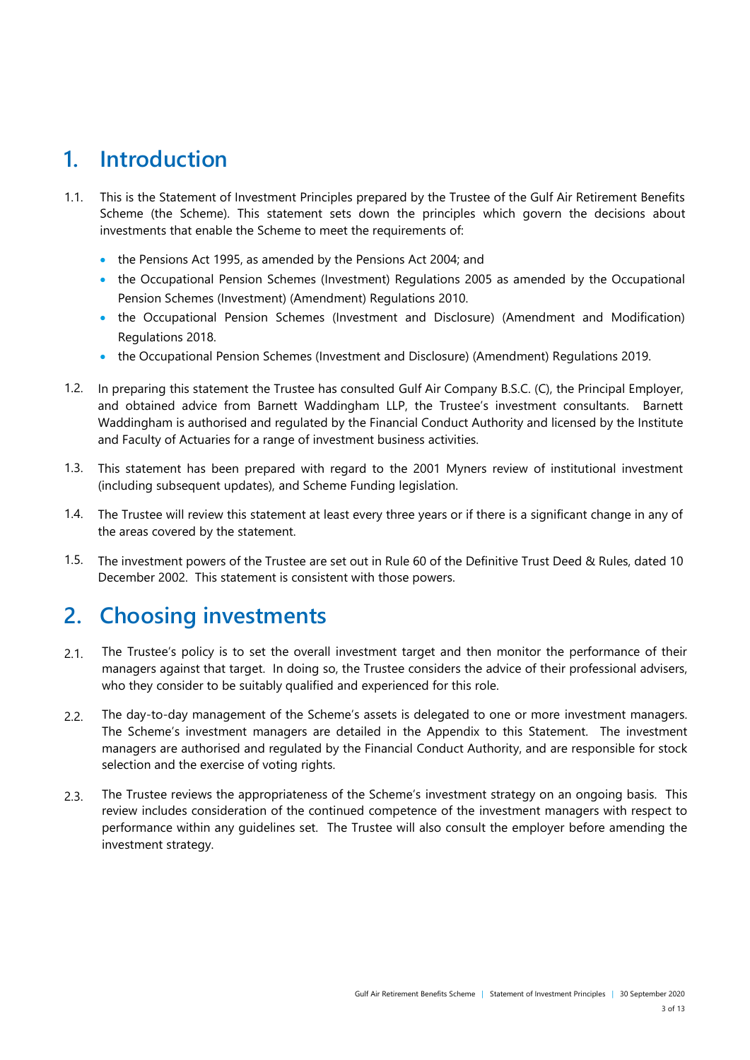# 1. Introduction

1.1. This is the Statement of Investment Principles prepared by the Trustee of the Gulf Air Retirement Benefits Scheme (the Scheme). This statement sets down the principles which govern the decisions about investments that enable the Scheme to meet the requirements of:

- the Pensions Act 1995, as amended by the Pensions Act 2004; and
- the Occupational Pension Schemes (Investment) Regulations 2005 as amended by the Occupational Pension Schemes (Investment) (Amendment) Regulations 2010.
- the Occupational Pension Schemes (Investment and Disclosure) (Amendment and Modification) Regulations 2018.
- the Occupational Pension Schemes (Investment and Disclosure) (Amendment) Regulations 2019.

1.2. In preparing this statement the Trustee has consulted Gulf Air Company B.S.C. (C), the Principal Employer, and obtained advice from Barnett Waddingham LLP, the Trustee's investment consultants. Barnett Waddingham is authorised and regulated by the Financial Conduct Authority and licensed by the Institute and Faculty of Actuaries for a range of investment business activities.

1.3. This statement has been prepared with regard to the 2001 Myners review of institutional investment (including subsequent updates), and Scheme Funding legislation.

1.4. The Trustee will review this statement at least every three years or if there is a significant change in any of the areas covered by the statement.

1.5. The investment powers of the Trustee are set out in Rule 60 of the Definitive Trust Deed & Rules, dated 10 December 2002. This statement is consistent with those powers.

# 2. Choosing investments

2.1. The Trustee's policy is to set the overall investment target and then monitor the performance of their managers against that target. In doing so, the Trustee considers the advice of their professional advisers, who they consider to be suitably qualified and experienced for this role.

2.2. The day-to-day management of the Scheme's assets is delegated to one or more investment managers. The Scheme's investment managers are detailed in the Appendix to this Statement. The investment managers are authorised and regulated by the Financial Conduct Authority, and are responsible for stock selection and the exercise of voting rights.

2.3. The Trustee reviews the appropriateness of the Scheme's investment strategy on an ongoing basis. This review includes consideration of the continued competence of the investment managers with respect to performance within any guidelines set. The Trustee will also consult the employer before amending the investment strategy.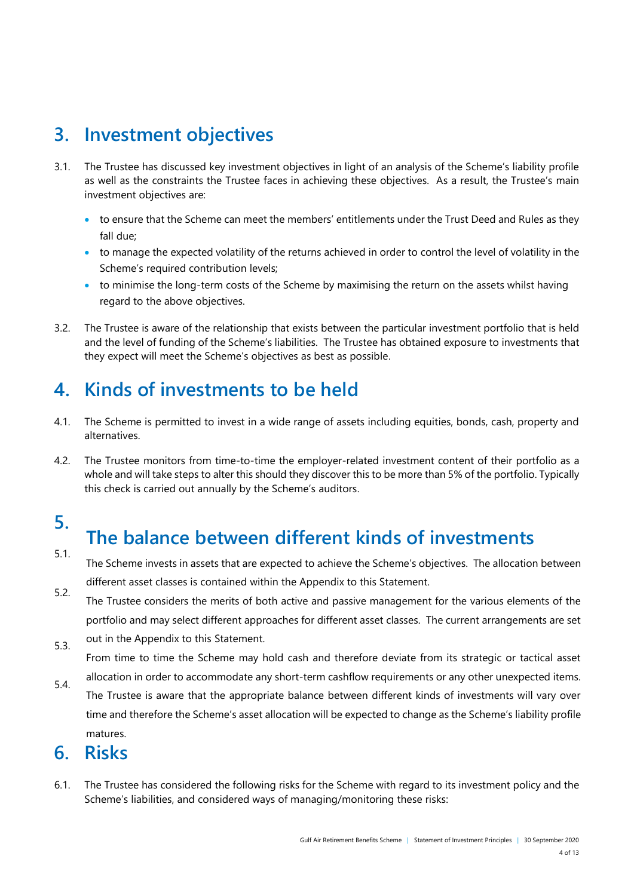# 3. Investment objectives

3.1. The Trustee has discussed key investment objectives in light of an analysis of the Scheme's liability profile as well as the constraints the Trustee faces in achieving these objectives. As a result, the Trustee's main investment objectives are:

- to ensure that the Scheme can meet the members' entitlements under the Trust Deed and Rules as they fall due;
- to manage the expected volatility of the returns achieved in order to control the level of volatility in the Scheme's required contribution levels;
- to minimise the long-term costs of the Scheme by maximising the return on the assets whilst having regard to the above objectives.

3.2. The Trustee is aware of the relationship that exists between the particular investment portfolio that is held and the level of funding of the Scheme's liabilities. The Trustee has obtained exposure to investments that they expect will meet the Scheme's objectives as best as possible.

# 4. Kinds of investments to be held

4.1. The Scheme is permitted to invest in a wide range of assets including equities, bonds, cash, property and alternatives.

4.2. The Trustee monitors from time-to-time the employer-related investment content of their portfolio as a whole and will take steps to alter this should they discover this to be more than 5% of the portfolio. Typically this check is carried out annually by the Scheme's auditors.

# 5. The balance between different kinds of investments

5.1. The Scheme invests in assets that are expected to achieve the Scheme's objectives. The allocation between different asset classes is contained within the Appendix to this Statement.

5.2. The Trustee considers the merits of both active and passive management for the various elements of the portfolio and may select different approaches for different asset classes. The current arrangements are set out in the Appendix to this Statement.

5.3. From time to time the Scheme may hold cash and therefore deviate from its strategic or tactical asset allocation in order to accommodate any short-term cashflow requirements or any other unexpected items.

5.4. The Trustee is aware that the appropriate balance between different kinds of investments will vary over time and therefore the Scheme's asset allocation will be expected to change as the Scheme's liability profile matures.

# 6. Risks

6.1. The Trustee has considered the following risks for the Scheme with regard to its investment policy and the Scheme's liabilities, and considered ways of managing/monitoring these risks: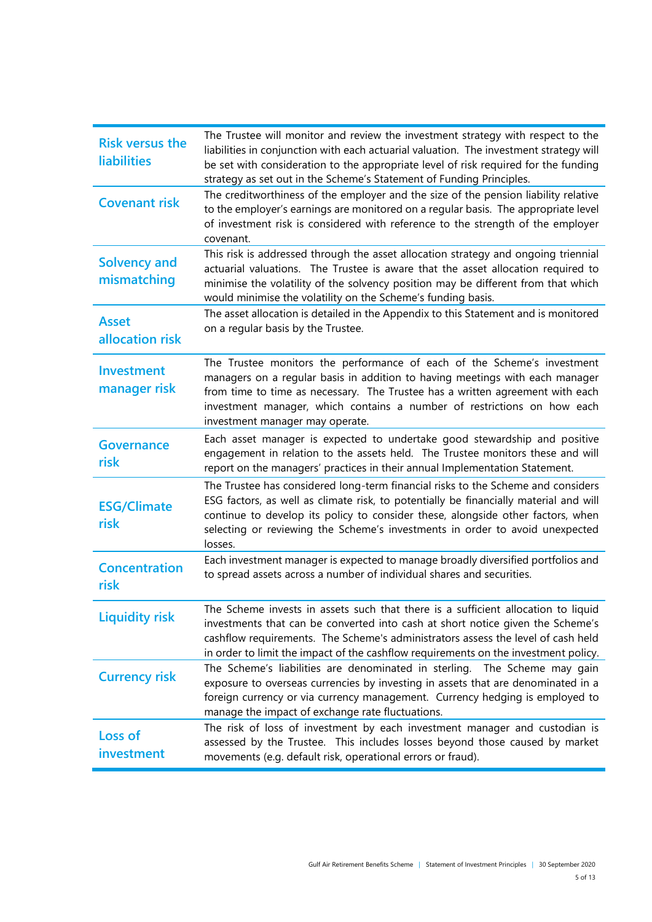| | |
|---|---|
| **Risk versus the liabilities** | The Trustee will monitor and review the investment strategy with respect to the liabilities in conjunction with each actuarial valuation. The investment strategy will be set with consideration to the appropriate level of risk required for the funding strategy as set out in the Scheme's Statement of Funding Principles. |
| **Covenant risk** | The creditworthiness of the employer and the size of the pension liability relative to the employer's earnings are monitored on a regular basis. The appropriate level of investment risk is considered with reference to the strength of the employer covenant. |
| **Solvency and mismatching** | This risk is addressed through the asset allocation strategy and ongoing triennial actuarial valuations. The Trustee is aware that the asset allocation required to minimise the volatility of the solvency position may be different from that which would minimise the volatility on the Scheme's funding basis. |
| **Asset allocation risk** | The asset allocation is detailed in the Appendix to this Statement and is monitored on a regular basis by the Trustee. |
| **Investment manager risk** | The Trustee monitors the performance of each of the Scheme's investment managers on a regular basis in addition to having meetings with each manager from time to time as necessary. The Trustee has a written agreement with each investment manager, which contains a number of restrictions on how each investment manager may operate. |
| **Governance risk** | Each asset manager is expected to undertake good stewardship and positive engagement in relation to the assets held. The Trustee monitors these and will report on the managers' practices in their annual Implementation Statement. |
| **ESG/Climate risk** | The Trustee has considered long-term financial risks to the Scheme and considers ESG factors, as well as climate risk, to potentially be financially material and will continue to develop its policy to consider these, alongside other factors, when selecting or reviewing the Scheme's investments in order to avoid unexpected losses. |
| **Concentration risk** | Each investment manager is expected to manage broadly diversified portfolios and to spread assets across a number of individual shares and securities. |
| **Liquidity risk** | The Scheme invests in assets such that there is a sufficient allocation to liquid investments that can be converted into cash at short notice given the Scheme's cashflow requirements. The Scheme's administrators assess the level of cash held in order to limit the impact of the cashflow requirements on the investment policy. |
| **Currency risk** | The Scheme's liabilities are denominated in sterling. The Scheme may gain exposure to overseas currencies by investing in assets that are denominated in a foreign currency or via currency management. Currency hedging is employed to manage the impact of exchange rate fluctuations. |
| **Loss of investment** | The risk of loss of investment by each investment manager and custodian is assessed by the Trustee. This includes losses beyond those caused by market movements (e.g. default risk, operational errors or fraud). |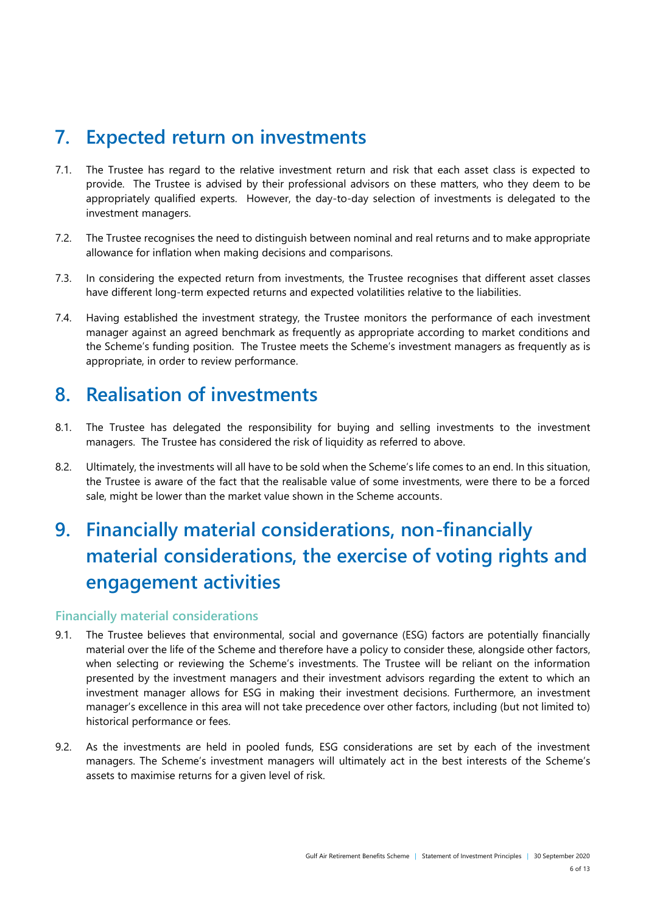# 7. Expected return on investments

7.1. The Trustee has regard to the relative investment return and risk that each asset class is expected to provide. The Trustee is advised by their professional advisors on these matters, who they deem to be appropriately qualified experts. However, the day-to-day selection of investments is delegated to the investment managers.

7.2. The Trustee recognises the need to distinguish between nominal and real returns and to make appropriate allowance for inflation when making decisions and comparisons.

7.3. In considering the expected return from investments, the Trustee recognises that different asset classes have different long-term expected returns and expected volatilities relative to the liabilities.

7.4. Having established the investment strategy, the Trustee monitors the performance of each investment manager against an agreed benchmark as frequently as appropriate according to market conditions and the Scheme's funding position. The Trustee meets the Scheme's investment managers as frequently as is appropriate, in order to review performance.

# 8. Realisation of investments

8.1. The Trustee has delegated the responsibility for buying and selling investments to the investment managers. The Trustee has considered the risk of liquidity as referred to above.

8.2. Ultimately, the investments will all have to be sold when the Scheme's life comes to an end. In this situation, the Trustee is aware of the fact that the realisable value of some investments, were there to be a forced sale, might be lower than the market value shown in the Scheme accounts.

# 9. Financially material considerations, non-financially material considerations, the exercise of voting rights and engagement activities

## Financially material considerations

9.1. The Trustee believes that environmental, social and governance (ESG) factors are potentially financially material over the life of the Scheme and therefore have a policy to consider these, alongside other factors, when selecting or reviewing the Scheme's investments. The Trustee will be reliant on the information presented by the investment managers and their investment advisors regarding the extent to which an investment manager allows for ESG in making their investment decisions. Furthermore, an investment manager's excellence in this area will not take precedence over other factors, including (but not limited to) historical performance or fees.

9.2. As the investments are held in pooled funds, ESG considerations are set by each of the investment managers. The Scheme's investment managers will ultimately act in the best interests of the Scheme's assets to maximise returns for a given level of risk.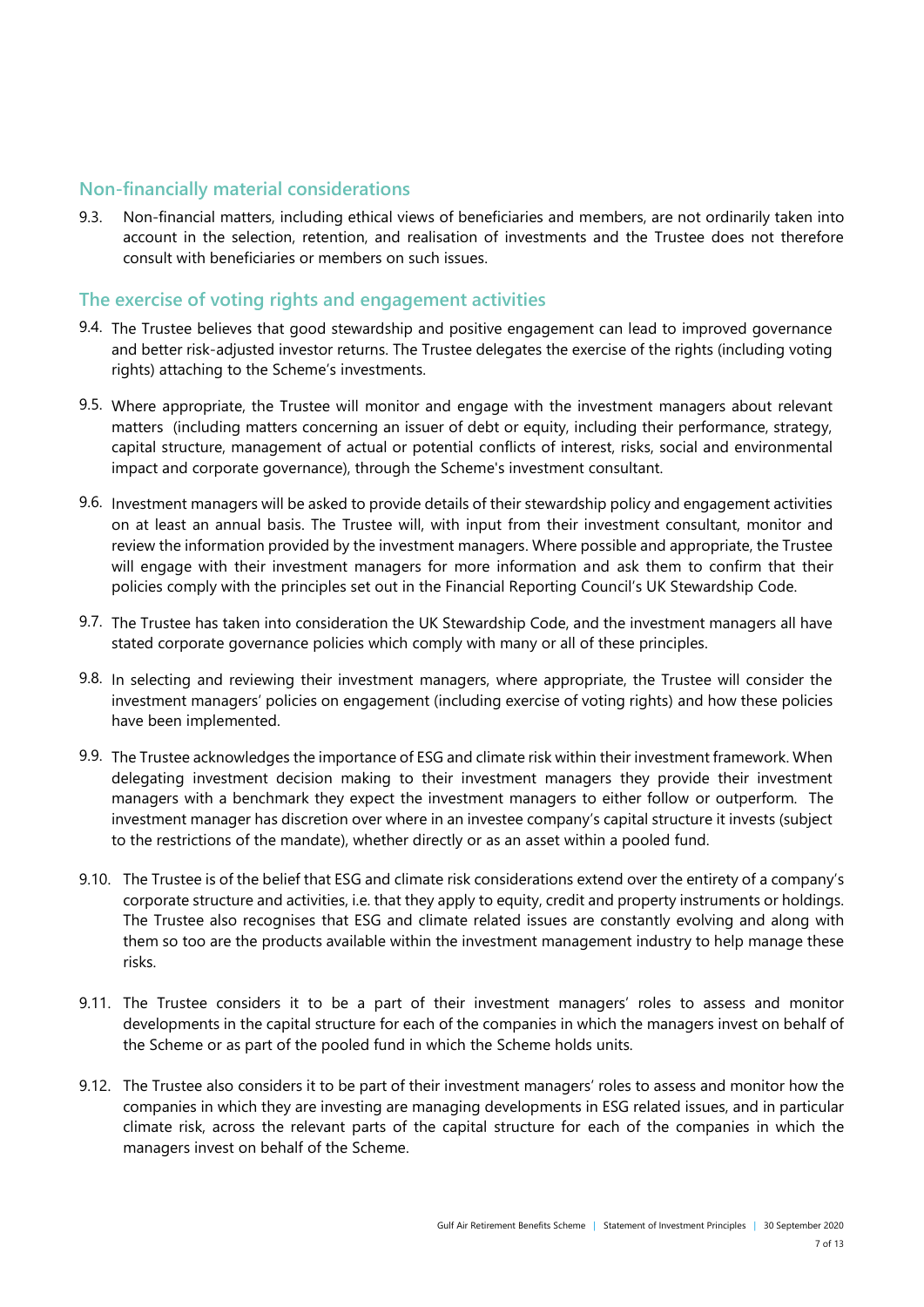## Non-financially material considerations

9.3. Non-financial matters, including ethical views of beneficiaries and members, are not ordinarily taken into account in the selection, retention, and realisation of investments and the Trustee does not therefore consult with beneficiaries or members on such issues.

## The exercise of voting rights and engagement activities

9.4. The Trustee believes that good stewardship and positive engagement can lead to improved governance and better risk-adjusted investor returns. The Trustee delegates the exercise of the rights (including voting rights) attaching to the Scheme's investments.

9.5. Where appropriate, the Trustee will monitor and engage with the investment managers about relevant matters (including matters concerning an issuer of debt or equity, including their performance, strategy, capital structure, management of actual or potential conflicts of interest, risks, social and environmental impact and corporate governance), through the Scheme's investment consultant.

9.6. Investment managers will be asked to provide details of their stewardship policy and engagement activities on at least an annual basis. The Trustee will, with input from their investment consultant, monitor and review the information provided by the investment managers. Where possible and appropriate, the Trustee will engage with their investment managers for more information and ask them to confirm that their policies comply with the principles set out in the Financial Reporting Council's UK Stewardship Code.

9.7. The Trustee has taken into consideration the UK Stewardship Code, and the investment managers all have stated corporate governance policies which comply with many or all of these principles.

9.8. In selecting and reviewing their investment managers, where appropriate, the Trustee will consider the investment managers' policies on engagement (including exercise of voting rights) and how these policies have been implemented.

9.9. The Trustee acknowledges the importance of ESG and climate risk within their investment framework. When delegating investment decision making to their investment managers they provide their investment managers with a benchmark they expect the investment managers to either follow or outperform. The investment manager has discretion over where in an investee company's capital structure it invests (subject to the restrictions of the mandate), whether directly or as an asset within a pooled fund.

9.10. The Trustee is of the belief that ESG and climate risk considerations extend over the entirety of a company's corporate structure and activities, i.e. that they apply to equity, credit and property instruments or holdings. The Trustee also recognises that ESG and climate related issues are constantly evolving and along with them so too are the products available within the investment management industry to help manage these risks.

9.11. The Trustee considers it to be a part of their investment managers' roles to assess and monitor developments in the capital structure for each of the companies in which the managers invest on behalf of the Scheme or as part of the pooled fund in which the Scheme holds units.

9.12. The Trustee also considers it to be part of their investment managers' roles to assess and monitor how the companies in which they are investing are managing developments in ESG related issues, and in particular climate risk, across the relevant parts of the capital structure for each of the companies in which the managers invest on behalf of the Scheme.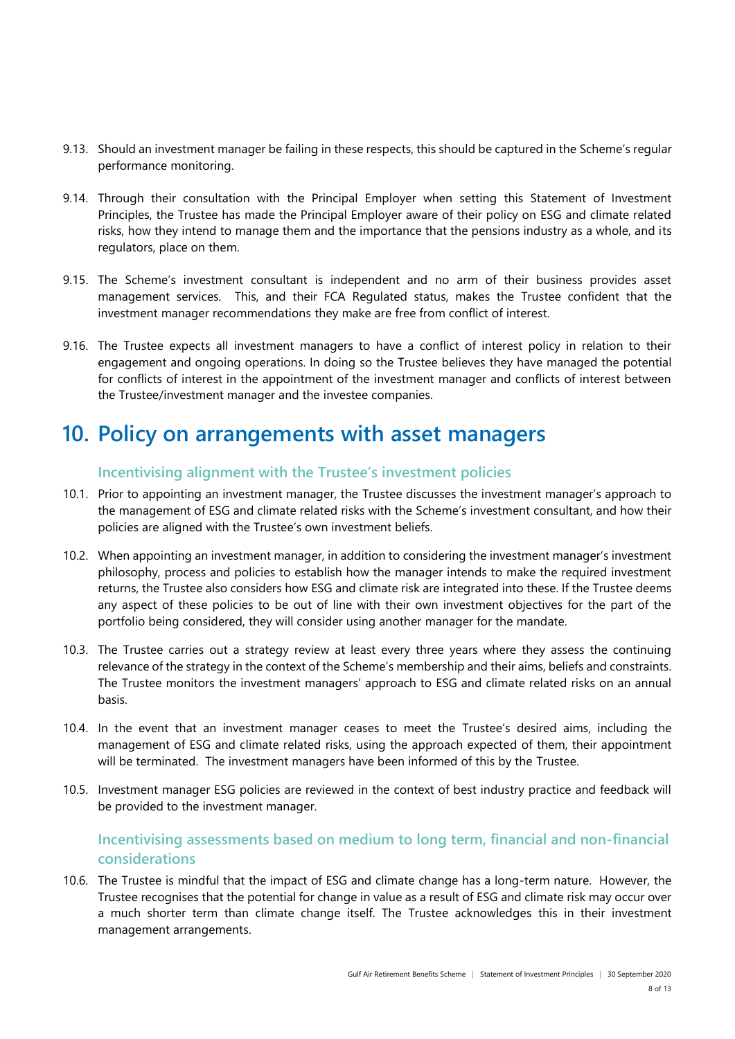9.13. Should an investment manager be failing in these respects, this should be captured in the Scheme's regular performance monitoring.

9.14. Through their consultation with the Principal Employer when setting this Statement of Investment Principles, the Trustee has made the Principal Employer aware of their policy on ESG and climate related risks, how they intend to manage them and the importance that the pensions industry as a whole, and its regulators, place on them.

9.15. The Scheme's investment consultant is independent and no arm of their business provides asset management services. This, and their FCA Regulated status, makes the Trustee confident that the investment manager recommendations they make are free from conflict of interest.

9.16. The Trustee expects all investment managers to have a conflict of interest policy in relation to their engagement and ongoing operations. In doing so the Trustee believes they have managed the potential for conflicts of interest in the appointment of the investment manager and conflicts of interest between the Trustee/investment manager and the investee companies.

# 10. Policy on arrangements with asset managers

### Incentivising alignment with the Trustee's investment policies

10.1. Prior to appointing an investment manager, the Trustee discusses the investment manager's approach to the management of ESG and climate related risks with the Scheme's investment consultant, and how their policies are aligned with the Trustee's own investment beliefs.

10.2. When appointing an investment manager, in addition to considering the investment manager's investment philosophy, process and policies to establish how the manager intends to make the required investment returns, the Trustee also considers how ESG and climate risk are integrated into these. If the Trustee deems any aspect of these policies to be out of line with their own investment objectives for the part of the portfolio being considered, they will consider using another manager for the mandate.

10.3. The Trustee carries out a strategy review at least every three years where they assess the continuing relevance of the strategy in the context of the Scheme's membership and their aims, beliefs and constraints. The Trustee monitors the investment managers' approach to ESG and climate related risks on an annual basis.

10.4. In the event that an investment manager ceases to meet the Trustee's desired aims, including the management of ESG and climate related risks, using the approach expected of them, their appointment will be terminated. The investment managers have been informed of this by the Trustee.

10.5. Investment manager ESG policies are reviewed in the context of best industry practice and feedback will be provided to the investment manager.

### Incentivising assessments based on medium to long term, financial and non-financial considerations

10.6. The Trustee is mindful that the impact of ESG and climate change has a long-term nature. However, the Trustee recognises that the potential for change in value as a result of ESG and climate risk may occur over a much shorter term than climate change itself. The Trustee acknowledges this in their investment management arrangements.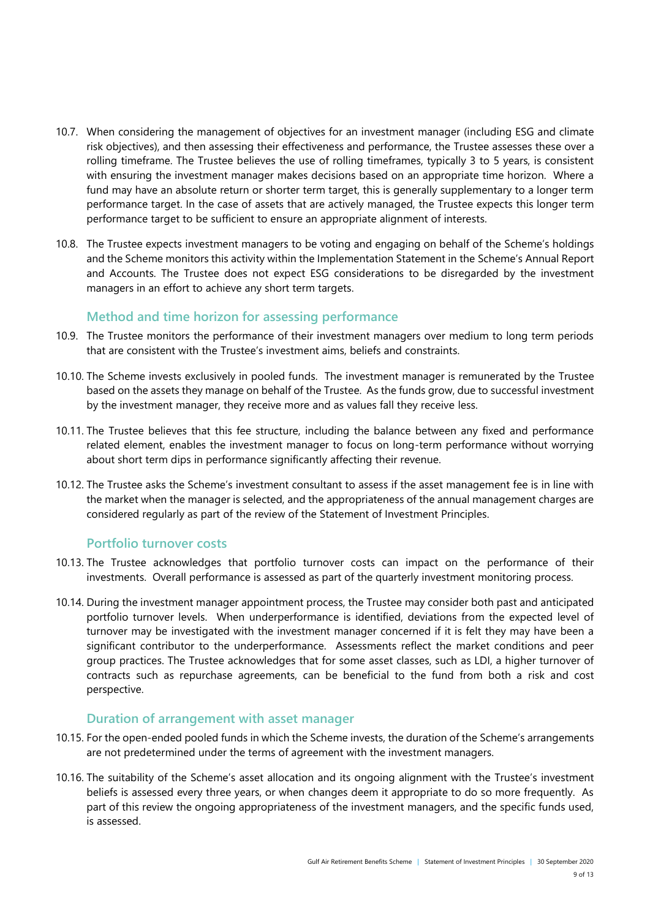10.7. When considering the management of objectives for an investment manager (including ESG and climate risk objectives), and then assessing their effectiveness and performance, the Trustee assesses these over a rolling timeframe. The Trustee believes the use of rolling timeframes, typically 3 to 5 years, is consistent with ensuring the investment manager makes decisions based on an appropriate time horizon. Where a fund may have an absolute return or shorter term target, this is generally supplementary to a longer term performance target. In the case of assets that are actively managed, the Trustee expects this longer term performance target to be sufficient to ensure an appropriate alignment of interests.

10.8. The Trustee expects investment managers to be voting and engaging on behalf of the Scheme's holdings and the Scheme monitors this activity within the Implementation Statement in the Scheme's Annual Report and Accounts. The Trustee does not expect ESG considerations to be disregarded by the investment managers in an effort to achieve any short term targets.

### Method and time horizon for assessing performance

10.9. The Trustee monitors the performance of their investment managers over medium to long term periods that are consistent with the Trustee's investment aims, beliefs and constraints.

10.10. The Scheme invests exclusively in pooled funds. The investment manager is remunerated by the Trustee based on the assets they manage on behalf of the Trustee. As the funds grow, due to successful investment by the investment manager, they receive more and as values fall they receive less.

10.11. The Trustee believes that this fee structure, including the balance between any fixed and performance related element, enables the investment manager to focus on long-term performance without worrying about short term dips in performance significantly affecting their revenue.

10.12. The Trustee asks the Scheme's investment consultant to assess if the asset management fee is in line with the market when the manager is selected, and the appropriateness of the annual management charges are considered regularly as part of the review of the Statement of Investment Principles.

### Portfolio turnover costs

10.13. The Trustee acknowledges that portfolio turnover costs can impact on the performance of their investments. Overall performance is assessed as part of the quarterly investment monitoring process.

10.14. During the investment manager appointment process, the Trustee may consider both past and anticipated portfolio turnover levels. When underperformance is identified, deviations from the expected level of turnover may be investigated with the investment manager concerned if it is felt they may have been a significant contributor to the underperformance. Assessments reflect the market conditions and peer group practices. The Trustee acknowledges that for some asset classes, such as LDI, a higher turnover of contracts such as repurchase agreements, can be beneficial to the fund from both a risk and cost perspective.

### Duration of arrangement with asset manager

10.15. For the open-ended pooled funds in which the Scheme invests, the duration of the Scheme's arrangements are not predetermined under the terms of agreement with the investment managers.

10.16. The suitability of the Scheme's asset allocation and its ongoing alignment with the Trustee's investment beliefs is assessed every three years, or when changes deem it appropriate to do so more frequently. As part of this review the ongoing appropriateness of the investment managers, and the specific funds used, is assessed.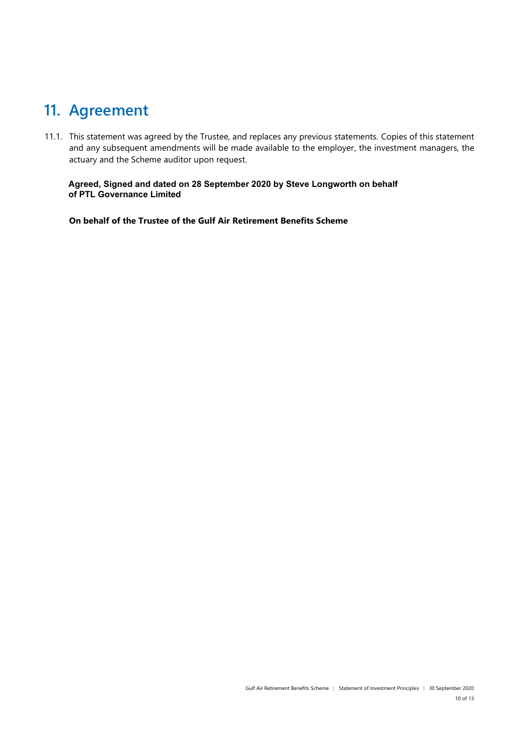# 11. Agreement

11.1. This statement was agreed by the Trustee, and replaces any previous statements. Copies of this statement and any subsequent amendments will be made available to the employer, the investment managers, the actuary and the Scheme auditor upon request.

**Agreed, Signed and dated on 28 September 2020 by Steve Longworth on behalf of PTL Governance Limited**

**On behalf of the Trustee of the Gulf Air Retirement Benefits Scheme**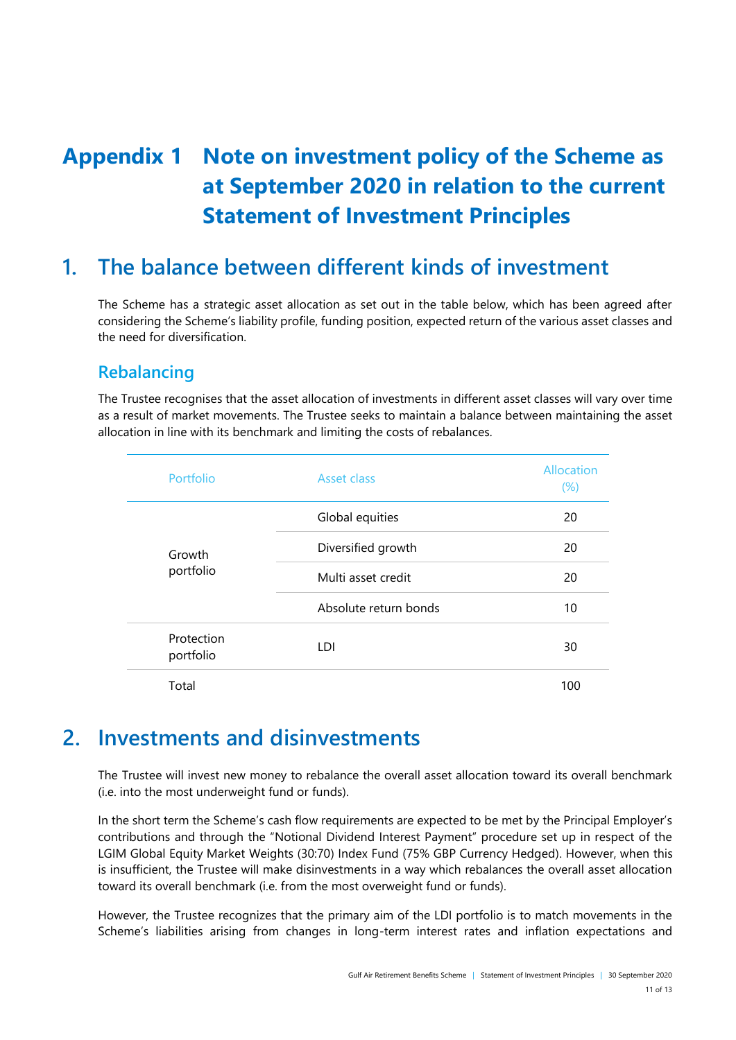# Appendix 1 Note on investment policy of the Scheme as at September 2020 in relation to the current Statement of Investment Principles

## 1. The balance between different kinds of investment

The Scheme has a strategic asset allocation as set out in the table below, which has been agreed after considering the Scheme's liability profile, funding position, expected return of the various asset classes and the need for diversification.

### Rebalancing

The Trustee recognises that the asset allocation of investments in different asset classes will vary over time as a result of market movements. The Trustee seeks to maintain a balance between maintaining the asset allocation in line with its benchmark and limiting the costs of rebalances.

| Portfolio | Asset class | Allocation (%) |
|---|---|---|
| Growth portfolio | Global equities | 20 |
| | Diversified growth | 20 |
| | Multi asset credit | 20 |
| | Absolute return bonds | 10 |
| Protection portfolio | LDI | 30 |
| Total | | 100 |

## 2. Investments and disinvestments

The Trustee will invest new money to rebalance the overall asset allocation toward its overall benchmark (i.e. into the most underweight fund or funds).

In the short term the Scheme's cash flow requirements are expected to be met by the Principal Employer's contributions and through the "Notional Dividend Interest Payment" procedure set up in respect of the LGIM Global Equity Market Weights (30:70) Index Fund (75% GBP Currency Hedged). However, when this is insufficient, the Trustee will make disinvestments in a way which rebalances the overall asset allocation toward its overall benchmark (i.e. from the most overweight fund or funds).

However, the Trustee recognizes that the primary aim of the LDI portfolio is to match movements in the Scheme's liabilities arising from changes in long-term interest rates and inflation expectations and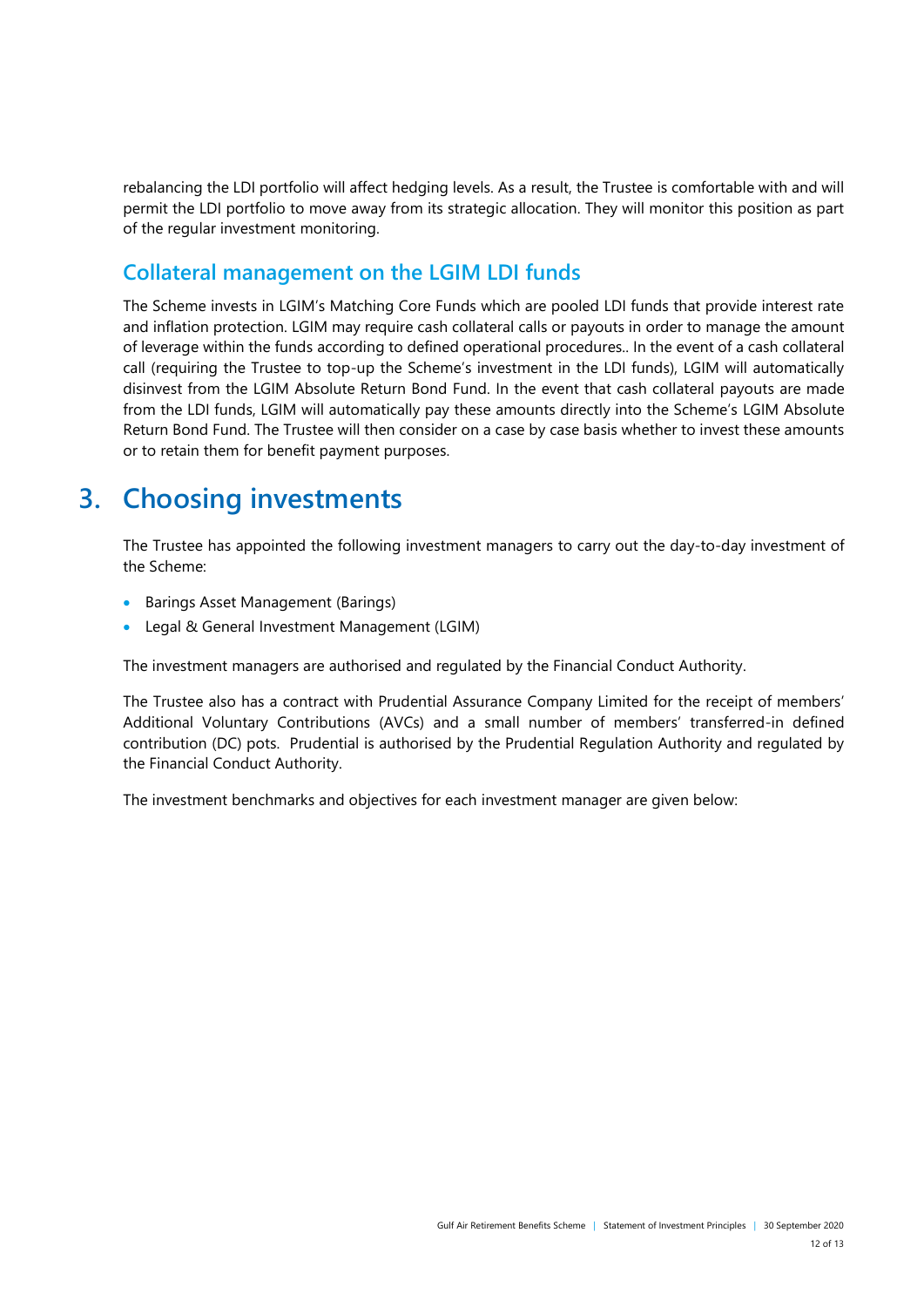rebalancing the LDI portfolio will affect hedging levels. As a result, the Trustee is comfortable with and will permit the LDI portfolio to move away from its strategic allocation. They will monitor this position as part of the regular investment monitoring.

## Collateral management on the LGIM LDI funds

The Scheme invests in LGIM's Matching Core Funds which are pooled LDI funds that provide interest rate and inflation protection. LGIM may require cash collateral calls or payouts in order to manage the amount of leverage within the funds according to defined operational procedures.. In the event of a cash collateral call (requiring the Trustee to top-up the Scheme's investment in the LDI funds), LGIM will automatically disinvest from the LGIM Absolute Return Bond Fund. In the event that cash collateral payouts are made from the LDI funds, LGIM will automatically pay these amounts directly into the Scheme's LGIM Absolute Return Bond Fund. The Trustee will then consider on a case by case basis whether to invest these amounts or to retain them for benefit payment purposes.

# 3. Choosing investments

The Trustee has appointed the following investment managers to carry out the day-to-day investment of the Scheme:

- Barings Asset Management (Barings)
- Legal & General Investment Management (LGIM)

The investment managers are authorised and regulated by the Financial Conduct Authority.

The Trustee also has a contract with Prudential Assurance Company Limited for the receipt of members' Additional Voluntary Contributions (AVCs) and a small number of members' transferred-in defined contribution (DC) pots. Prudential is authorised by the Prudential Regulation Authority and regulated by the Financial Conduct Authority.

The investment benchmarks and objectives for each investment manager are given below: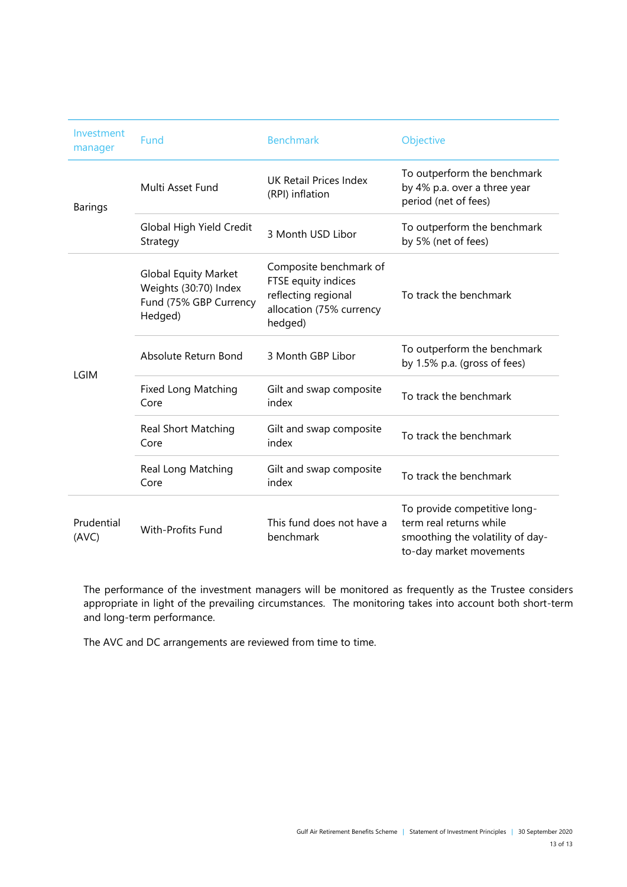| Investment manager | Fund | Benchmark | Objective |
|---|---|---|---|
| Barings | Multi Asset Fund | UK Retail Prices Index (RPI) inflation | To outperform the benchmark by 4% p.a. over a three year period (net of fees) |
| | Global High Yield Credit Strategy | 3 Month USD Libor | To outperform the benchmark by 5% (net of fees) |
| LGIM | Global Equity Market Weights (30:70) Index Fund (75% GBP Currency Hedged) | Composite benchmark of FTSE equity indices reflecting regional allocation (75% currency hedged) | To track the benchmark |
| | Absolute Return Bond | 3 Month GBP Libor | To outperform the benchmark by 1.5% p.a. (gross of fees) |
| | Fixed Long Matching Core | Gilt and swap composite index | To track the benchmark |
| | Real Short Matching Core | Gilt and swap composite index | To track the benchmark |
| | Real Long Matching Core | Gilt and swap composite index | To track the benchmark |
| Prudential (AVC) | With-Profits Fund | This fund does not have a benchmark | To provide competitive long-term real returns while smoothing the volatility of day-to-day market movements |

The performance of the investment managers will be monitored as frequently as the Trustee considers appropriate in light of the prevailing circumstances. The monitoring takes into account both short-term and long-term performance.

The AVC and DC arrangements are reviewed from time to time.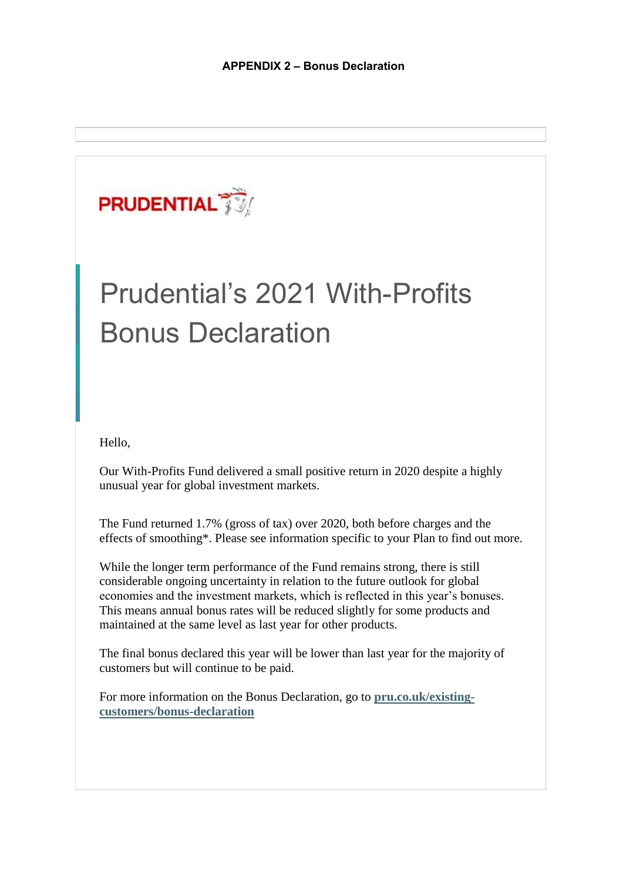**APPENDIX 2 – Bonus Declaration**

PRUDENTIAL

# Prudential's 2021 With-Profits Bonus Declaration

Hello,

Our With-Profits Fund delivered a small positive return in 2020 despite a highly unusual year for global investment markets.

The Fund returned 1.7% (gross of tax) over 2020, both before charges and the effects of smoothing*. Please see information specific to your Plan to find out more.

While the longer term performance of the Fund remains strong, there is still considerable ongoing uncertainty in relation to the future outlook for global economies and the investment markets, which is reflected in this year's bonuses. This means annual bonus rates will be reduced slightly for some products and maintained at the same level as last year for other products.

The final bonus declared this year will be lower than last year for the majority of customers but will continue to be paid.

For more information on the Bonus Declaration, go to **pru.co.uk/existing-customers/bonus-declaration**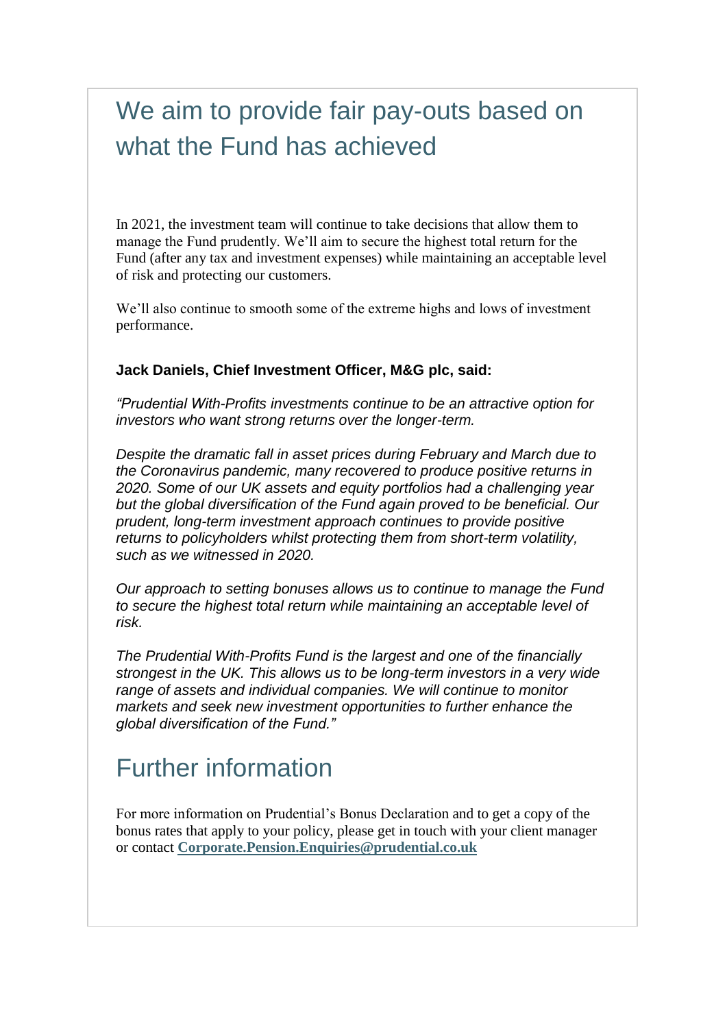# We aim to provide fair pay-outs based on what the Fund has achieved

In 2021, the investment team will continue to take decisions that allow them to manage the Fund prudently. We'll aim to secure the highest total return for the Fund (after any tax and investment expenses) while maintaining an acceptable level of risk and protecting our customers.

We'll also continue to smooth some of the extreme highs and lows of investment performance.

**Jack Daniels, Chief Investment Officer, M&G plc, said:**

*"Prudential With-Profits investments continue to be an attractive option for investors who want strong returns over the longer-term.*

*Despite the dramatic fall in asset prices during February and March due to the Coronavirus pandemic, many recovered to produce positive returns in 2020. Some of our UK assets and equity portfolios had a challenging year but the global diversification of the Fund again proved to be beneficial. Our prudent, long-term investment approach continues to provide positive returns to policyholders whilst protecting them from short-term volatility, such as we witnessed in 2020.*

*Our approach to setting bonuses allows us to continue to manage the Fund to secure the highest total return while maintaining an acceptable level of risk.*

*The Prudential With-Profits Fund is the largest and one of the financially strongest in the UK. This allows us to be long-term investors in a very wide range of assets and individual companies. We will continue to monitor markets and seek new investment opportunities to further enhance the global diversification of the Fund."*

# Further information

For more information on Prudential's Bonus Declaration and to get a copy of the bonus rates that apply to your policy, please get in touch with your client manager or contact **Corporate.Pension.Enquiries@prudential.co.uk**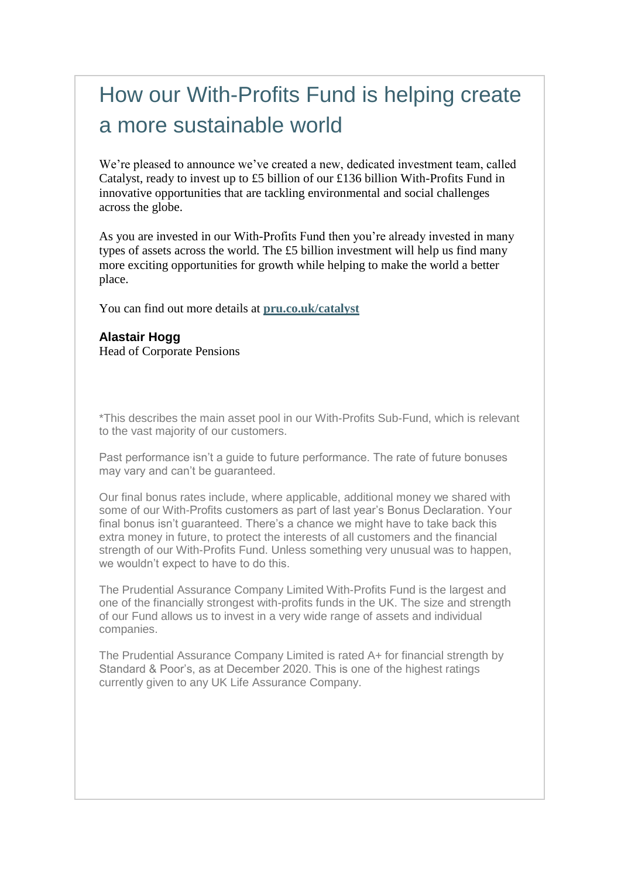# How our With-Profits Fund is helping create a more sustainable world

We're pleased to announce we've created a new, dedicated investment team, called Catalyst, ready to invest up to £5 billion of our £136 billion With-Profits Fund in innovative opportunities that are tackling environmental and social challenges across the globe.

As you are invested in our With-Profits Fund then you're already invested in many types of assets across the world. The £5 billion investment will help us find many more exciting opportunities for growth while helping to make the world a better place.

You can find out more details at **pru.co.uk/catalyst**

**Alastair Hogg**
Head of Corporate Pensions

*This describes the main asset pool in our With-Profits Sub-Fund, which is relevant to the vast majority of our customers.

Past performance isn't a guide to future performance. The rate of future bonuses may vary and can't be guaranteed.

Our final bonus rates include, where applicable, additional money we shared with some of our With-Profits customers as part of last year's Bonus Declaration. Your final bonus isn't guaranteed. There's a chance we might have to take back this extra money in future, to protect the interests of all customers and the financial strength of our With-Profits Fund. Unless something very unusual was to happen, we wouldn't expect to have to do this.

The Prudential Assurance Company Limited With-Profits Fund is the largest and one of the financially strongest with-profits funds in the UK. The size and strength of our Fund allows us to invest in a very wide range of assets and individual companies.

The Prudential Assurance Company Limited is rated A+ for financial strength by Standard & Poor's, as at December 2020. This is one of the highest ratings currently given to any UK Life Assurance Company.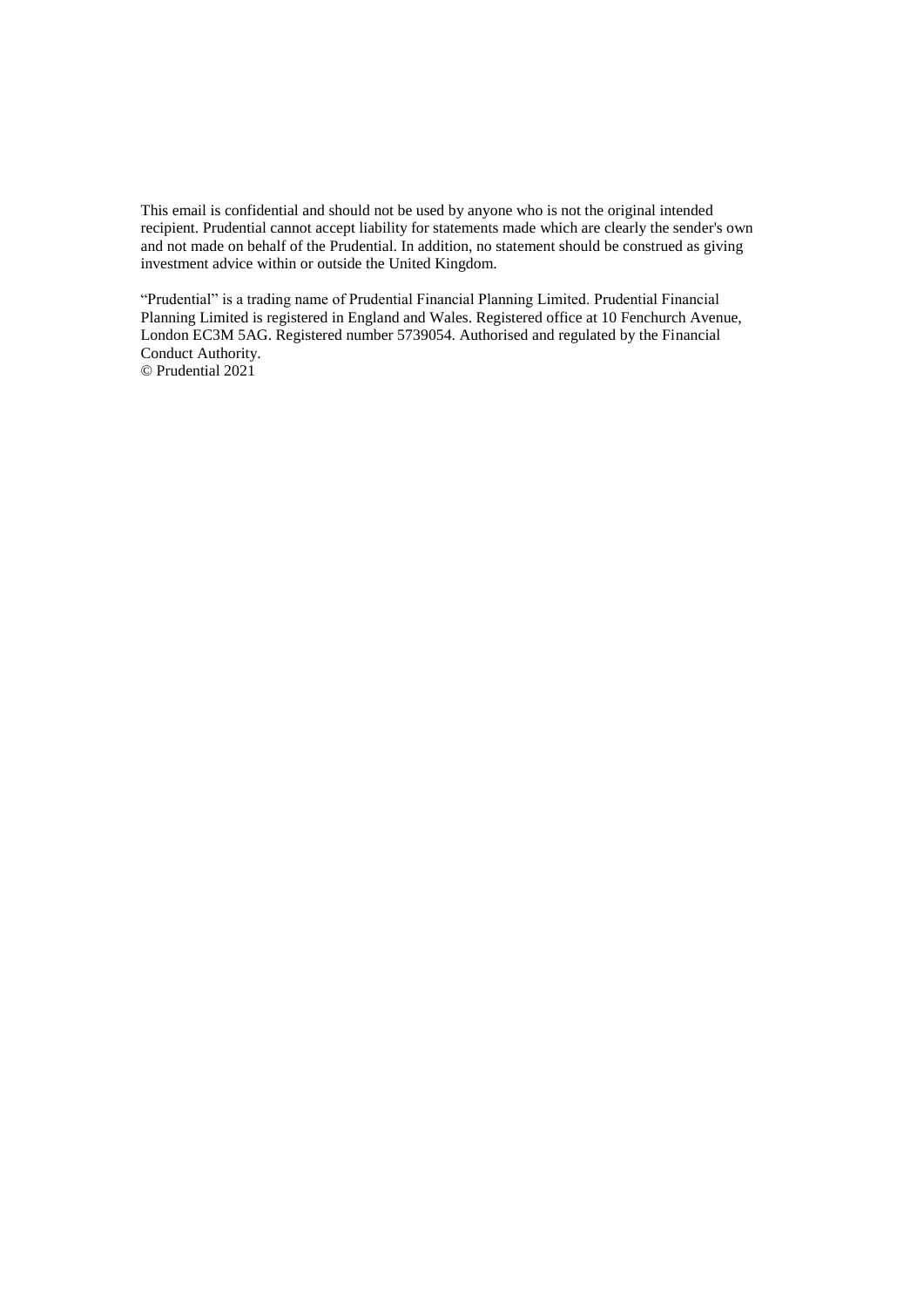This email is confidential and should not be used by anyone who is not the original intended recipient. Prudential cannot accept liability for statements made which are clearly the sender's own and not made on behalf of the Prudential. In addition, no statement should be construed as giving investment advice within or outside the United Kingdom.

"Prudential" is a trading name of Prudential Financial Planning Limited. Prudential Financial Planning Limited is registered in England and Wales. Registered office at 10 Fenchurch Avenue, London EC3M 5AG. Registered number 5739054. Authorised and regulated by the Financial Conduct Authority.
© Prudential 2021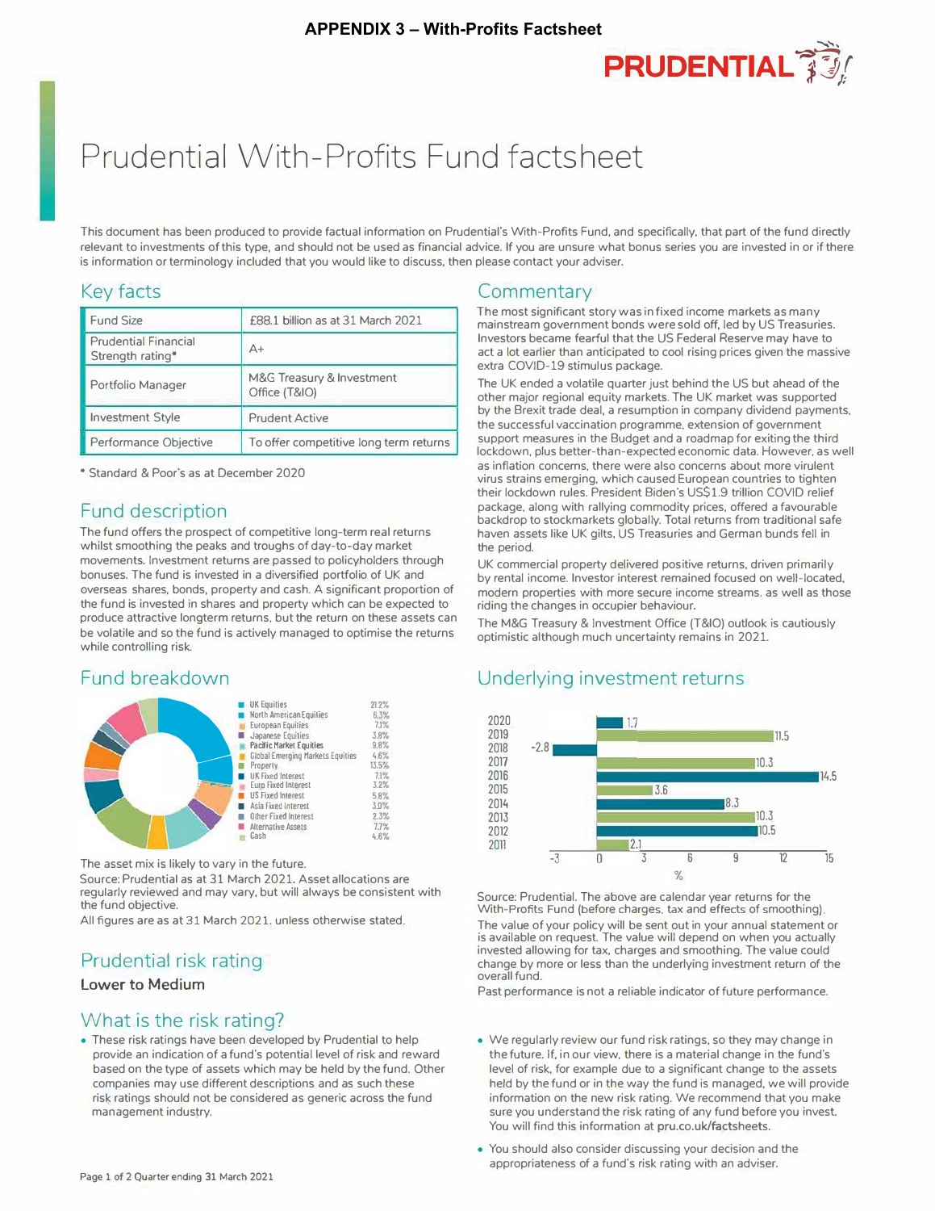APPENDIX 3 – With-Profits Factsheet

PRUDENTIAL

# Prudential With-Profits Fund factsheet

This document has been produced to provide factual information on Prudential's With-Profits Fund, and specifically, that part of the fund directly relevant to investments of this type, and should not be used as financial advice. If you are unsure what bonus series you are invested in or if there is information or terminology included that you would like to discuss, then please contact your adviser.

## Key facts

| | |
|---|---|
| Fund Size | £88.1 billion as at 31 March 2021 |
| Prudential Financial Strength rating* | A+ |
| Portfolio Manager | M&G Treasury & Investment Office (T&IO) |
| Investment Style | Prudent Active |
| Performance Objective | To offer competitive long term returns |

* Standard & Poor's as at December 2020

## Fund description

The fund offers the prospect of competitive long-term real returns whilst smoothing the peaks and troughs of day-to-day market movements. Investment returns are passed to policyholders through bonuses. The fund is invested in a diversified portfolio of UK and overseas shares, bonds, property and cash. A significant proportion of the fund is invested in shares and property which can be expected to produce attractive longterm returns, but the return on these assets can be volatile and so the fund is actively managed to optimise the returns while controlling risk.

## Fund breakdown

| Asset | % |
|---|---|
| UK Equities | 21.2% |
| North American Equities | 6.3% |
| European Equities | 7.1% |
| Japanese Equities | 3.8% |
| Pacific Market Equities | 9.8% |
| Global Emerging Markets Equities | 4.6% |
| Property | 13.5% |
| UK Fixed Interest | 7.1% |
| Euro Fixed Interest | 3.2% |
| US Fixed Interest | 5.8% |
| Asia Fixed Interest | 3.0% |
| Other Fixed Interest | 2.3% |
| Alternative Assets | 7.7% |
| Cash | 4.6% |

The asset mix is likely to vary in the future.

Source: Prudential as at 31 March 2021. Asset allocations are regularly reviewed and may vary, but will always be consistent with the fund objective.

All figures are as at 31 March 2021, unless otherwise stated.

## Prudential risk rating

**Lower to Medium**

## Commentary

The most significant story was in fixed income markets as many mainstream government bonds were sold off, led by US Treasuries. Investors became fearful that the US Federal Reserve may have to act a lot earlier than anticipated to cool rising prices given the massive extra COVID-19 stimulus package.

The UK ended a volatile quarter just behind the US but ahead of the other major regional equity markets. The UK market was supported by the Brexit trade deal, a resumption in company dividend payments, the successful vaccination programme, extension of government support measures in the Budget and a roadmap for exiting the third lockdown, plus better-than-expected economic data. However, as well as inflation concerns, there were also concerns about more virulent virus strains emerging, which caused European countries to tighten their lockdown rules. President Biden's US$1.9 trillion COVID relief package, along with rallying commodity prices, offered a favourable backdrop to stockmarkets globally. Total returns from traditional safe haven assets like UK gilts, US Treasuries and German bunds fell in the period.

UK commercial property delivered positive returns, driven primarily by rental income. Investor interest remained focused on well-located, modern properties with more secure income streams, as well as those riding the changes in occupier behaviour.

The M&G Treasury & Investment Office (T&IO) outlook is cautiously optimistic although much uncertainty remains in 2021.

## Underlying investment returns

| Year | % |
|---|---|
| 2020 | 1.7 |
| 2019 | 11.5 |
| 2018 | -2.8 |
| 2017 | 10.3 |
| 2016 | 14.5 |
| 2015 | 3.6 |
| 2014 | 8.3 |
| 2013 | 10.3 |
| 2012 | 10.5 |
| 2011 | 2.1 |

Source: Prudential. The above are calendar year returns for the With-Profits Fund (before charges, tax and effects of smoothing).

The value of your policy will be sent out in your annual statement or is available on request. The value will depend on when you actually invested allowing for tax, charges and smoothing. The value could change by more or less than the underlying investment return of the overall fund.

Past performance is not a reliable indicator of future performance.

## What is the risk rating?

- These risk ratings have been developed by Prudential to help provide an indication of a fund's potential level of risk and reward based on the type of assets which may be held by the fund. Other companies may use different descriptions and as such these risk ratings should not be considered as generic across the fund management industry.
- We regularly review our fund risk ratings, so they may change in the future. If, in our view, there is a material change in the fund's level of risk, for example due to a significant change to the assets held by the fund or in the way the fund is managed, we will provide information on the new risk rating. We recommend that you make sure you understand the risk rating of any fund before you invest. You will find this information at pru.co.uk/factsheets.
- You should also consider discussing your decision and the appropriateness of a fund's risk rating with an adviser.

Quarter ending 31 March 2021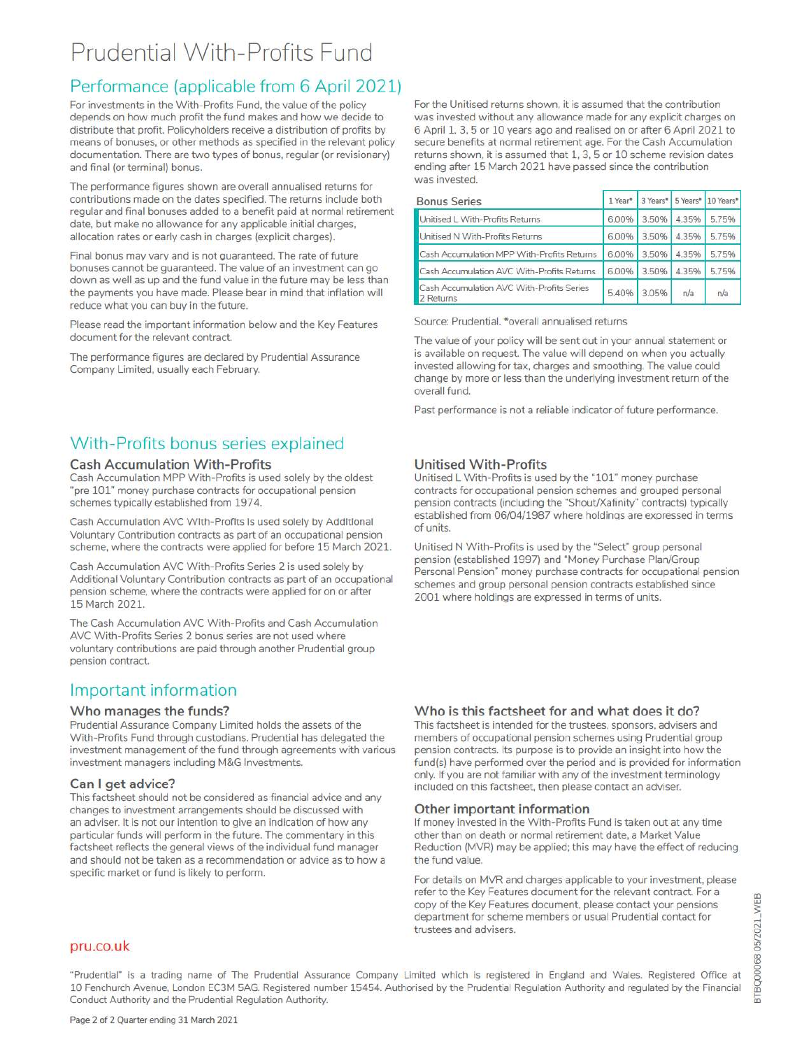# Prudential With-Profits Fund

## Performance (applicable from 6 April 2021)

For investments in the With-Profits Fund, the value of the policy depends on how much profit the fund makes and how we decide to distribute that profit. Policyholders receive a distribution of profits by means of bonuses, or other methods as specified in the relevant policy documentation. There are two types of bonus, regular (or revisionary) and final (or terminal) bonus.

The performance figures shown are overall annualised returns for contributions made on the dates specified. The returns include both regular and final bonuses added to a benefit paid at normal retirement date, but make no allowance for any applicable initial charges, allocation rates or early cash in charges (explicit charges).

Final bonus may vary and is not guaranteed. The rate of future bonuses cannot be guaranteed. The value of an investment can go down as well as up and the fund value in the future may be less than the payments you have made. Please bear in mind that inflation will reduce what you can buy in the future.

Please read the important information below and the Key Features document for the relevant contract.

The performance figures are declared by Prudential Assurance Company Limited, usually each February.

For the Unitised returns shown, it is assumed that the contribution was invested without any allowance made for any explicit charges on 6 April 1, 3, 5 or 10 years ago and realised on or after 6 April 2021 to secure benefits at normal retirement age. For the Cash Accumulation returns shown, it is assumed that 1, 3, 5 or 10 scheme revision dates ending after 15 March 2021 have passed since the contribution was invested.

| Bonus Series | 1 Year* | 3 Years* | 5 Years* | 10 Years* |
|---|---|---|---|---|
| Unitised L With-Profits Returns | 6.00% | 3.50% | 4.35% | 5.75% |
| Unitised N With-Profits Returns | 6.00% | 3.50% | 4.35% | 5.75% |
| Cash Accumulation MPP With-Profits Returns | 6.00% | 3.50% | 4.35% | 5.75% |
| Cash Accumulation AVC With-Profits Returns | 6.00% | 3.50% | 4.35% | 5.75% |
| Cash Accumulation AVC With-Profits Series 2 Returns | 5.40% | 3.05% | n/a | n/a |

Source: Prudential. *overall annualised returns

The value of your policy will be sent out in your annual statement or is available on request. The value will depend on when you actually invested allowing for tax, charges and smoothing. The value could change by more or less than the underlying investment return of the overall fund.

Past performance is not a reliable indicator of future performance.

## With-Profits bonus series explained

### Cash Accumulation With-Profits

Cash Accumulation MPP With-Profits is used solely by the oldest "pre 101" money purchase contracts for occupational pension schemes typically established from 1974.

Cash Accumulation AVC With-Profits is used solely by Additional Voluntary Contribution contracts as part of an occupational pension scheme, where the contracts were applied for before 15 March 2021.

Cash Accumulation AVC With-Profits Series 2 is used solely by Additional Voluntary Contribution contracts as part of an occupational pension scheme, where the contracts were applied for on or after 15 March 2021.

The Cash Accumulation AVC With-Profits and Cash Accumulation AVC With-Profits Series 2 bonus series are not used where voluntary contributions are paid through another Prudential group pension contract.

### Unitised With-Profits

Unitised L With-Profits is used by the "101" money purchase contracts for occupational pension schemes and grouped personal pension contracts (including the "Shout/Xafinity" contracts) typically established from 06/04/1987 where holdings are expressed in terms of units.

Unitised N With-Profits is used by the "Select" group personal pension (established 1997) and "Money Purchase Plan/Group Personal Pension" money purchase contracts for occupational pension schemes and group personal pension contracts established since 2001 where holdings are expressed in terms of units.

## Important information

### Who manages the funds?

Prudential Assurance Company Limited holds the assets of the With-Profits Fund through custodians. Prudential has delegated the investment management of the fund through agreements with various investment managers including M&G Investments.

### Can I get advice?

This factsheet should not be considered as financial advice and any changes to investment arrangements should be discussed with an adviser. It is not our intention to give an indication of how any particular funds will perform in the future. The commentary in this factsheet reflects the general views of the individual fund manager and should not be taken as a recommendation or advice as to how a specific market or fund is likely to perform.

### Who is this factsheet for and what does it do?

This factsheet is intended for the trustees, sponsors, advisers and members of occupational pension schemes using Prudential group pension contracts. Its purpose is to provide an insight into how the fund(s) have performed over the period and is provided for information only. If you are not familiar with any of the investment terminology included on this factsheet, then please contact an adviser.

### Other important information

If money invested in the With-Profits Fund is taken out at any time other than on death or normal retirement date, a Market Value Reduction (MVR) may be applied; this may have the effect of reducing the fund value.

For details on MVR and charges applicable to your investment, please refer to the Key Features document for the relevant contract. For a copy of the Key Features document, please contact your pensions department for scheme members or usual Prudential contact for trustees and advisers.

pru.co.uk

"Prudential" is a trading name of The Prudential Assurance Company Limited which is registered in England and Wales. Registered Office at 10 Fenchurch Avenue, London EC3M 5AG. Registered number 15454. Authorised by the Prudential Regulation Authority and regulated by the Financial Conduct Authority and the Prudential Regulation Authority.

BTBQ0068 05/2021_WEB